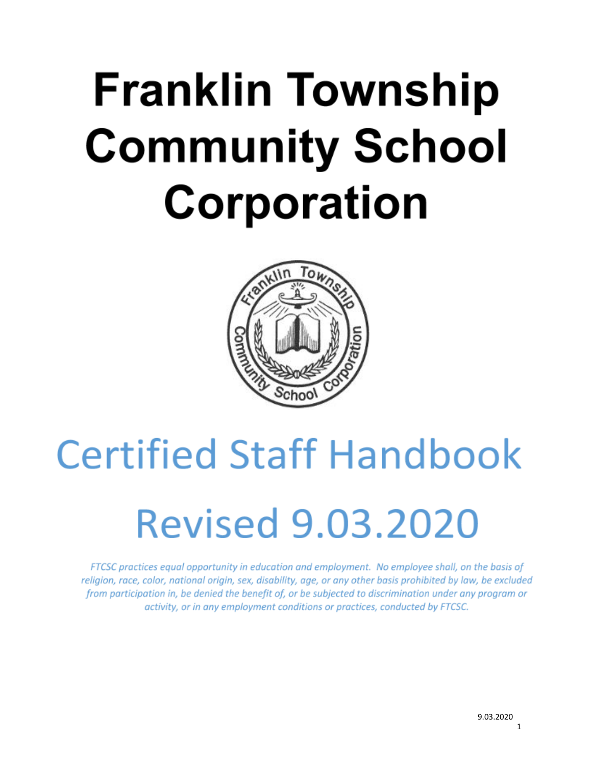# Franklin Township Community School Corporation

# Certified Staff Handbook

# Revised 9.03.2020

*FTCSC practices equal opportunity in education and employment. No employee shall, on the basis of religion, race, color, national origin, sex, disability, age, or any other basis prohibited by law, be excluded from participation in, be denied the benefit of, or be subjected to discrimination under any program or activity, or in any employment conditions or practices, conducted by FTCSC.*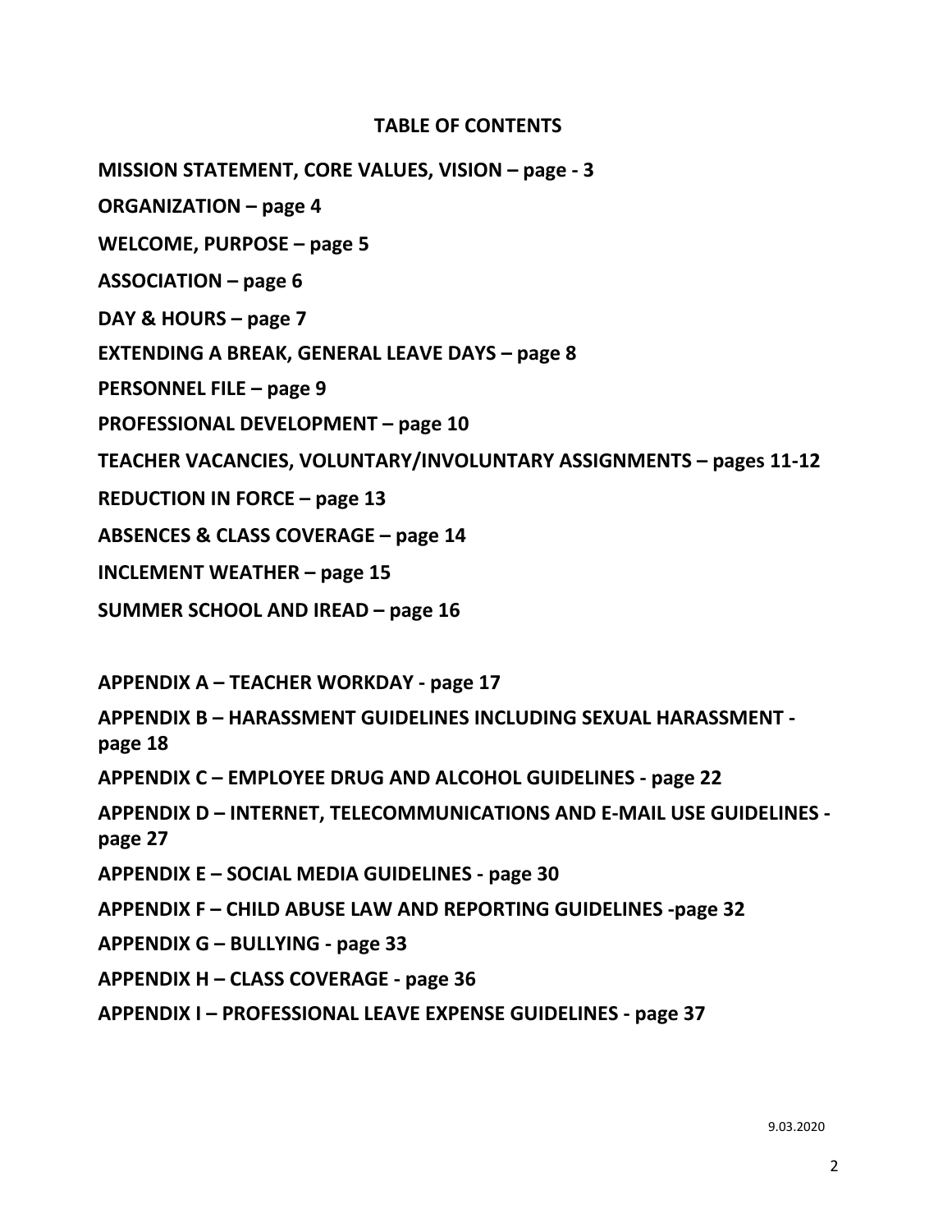# TABLE OF CONTENTS

**MISSION STATEMENT, CORE VALUES, VISION – page - 3**

**ORGANIZATION – page 4**

**WELCOME, PURPOSE – page 5**

**ASSOCIATION – page 6**

**DAY & HOURS – page 7**

**EXTENDING A BREAK, GENERAL LEAVE DAYS – page 8**

**PERSONNEL FILE – page 9**

**PROFESSIONAL DEVELOPMENT – page 10**

**TEACHER VACANCIES, VOLUNTARY/INVOLUNTARY ASSIGNMENTS – pages 11-12**

**REDUCTION IN FORCE – page 13**

**ABSENCES & CLASS COVERAGE – page 14**

**INCLEMENT WEATHER – page 15**

**SUMMER SCHOOL AND IREAD – page 16**

**APPENDIX A – TEACHER WORKDAY - page 17**

**APPENDIX B – HARASSMENT GUIDELINES INCLUDING SEXUAL HARASSMENT - page 18**

**APPENDIX C – EMPLOYEE DRUG AND ALCOHOL GUIDELINES - page 22**

**APPENDIX D – INTERNET, TELECOMMUNICATIONS AND E-MAIL USE GUIDELINES - page 27**

**APPENDIX E – SOCIAL MEDIA GUIDELINES - page 30**

**APPENDIX F – CHILD ABUSE LAW AND REPORTING GUIDELINES -page 32**

**APPENDIX G – BULLYING - page 33**

**APPENDIX H – CLASS COVERAGE - page 36**

**APPENDIX I – PROFESSIONAL LEAVE EXPENSE GUIDELINES - page 37**

9.03.2020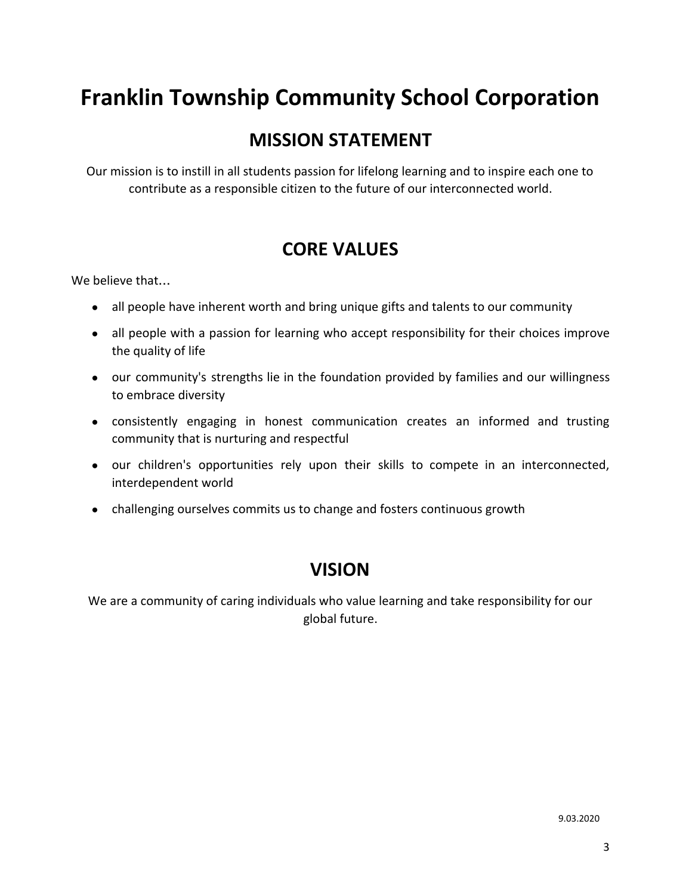# Franklin Township Community School Corporation

## MISSION STATEMENT

Our mission is to instill in all students passion for lifelong learning and to inspire each one to contribute as a responsible citizen to the future of our interconnected world.

## CORE VALUES

We believe that...

- all people have inherent worth and bring unique gifts and talents to our community
- all people with a passion for learning who accept responsibility for their choices improve the quality of life
- our community's strengths lie in the foundation provided by families and our willingness to embrace diversity
- consistently engaging in honest communication creates an informed and trusting community that is nurturing and respectful
- our children's opportunities rely upon their skills to compete in an interconnected, interdependent world
- challenging ourselves commits us to change and fosters continuous growth

## VISION

We are a community of caring individuals who value learning and take responsibility for our global future.

9.03.2020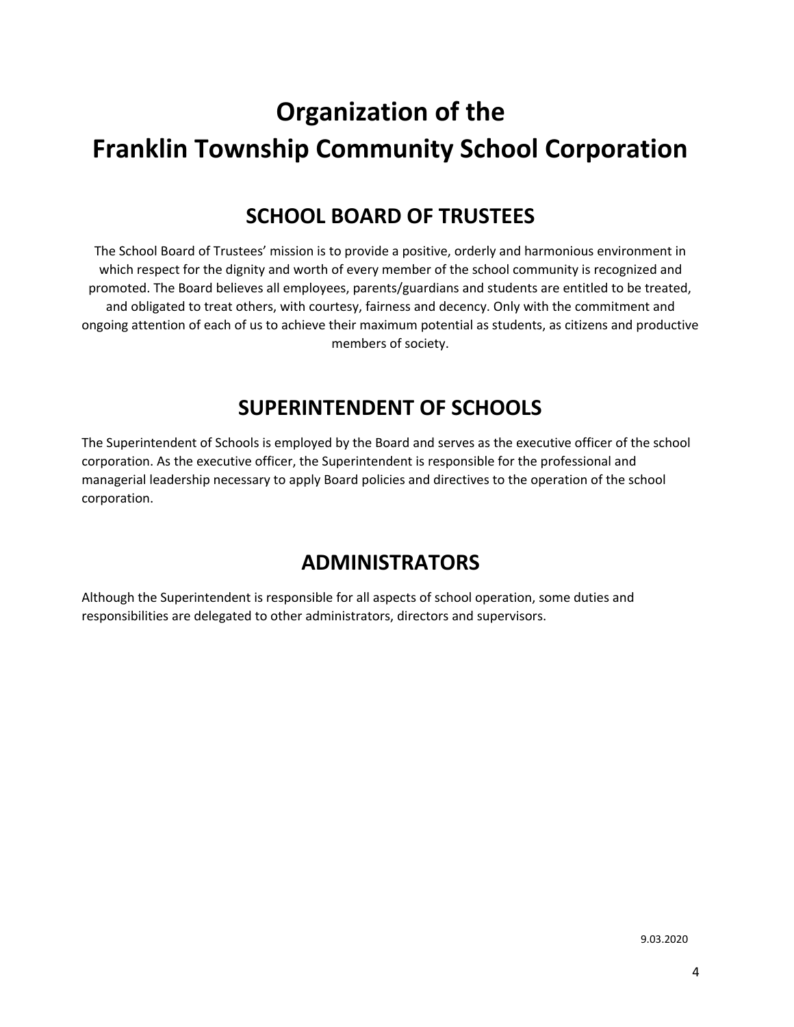# Organization of the Franklin Township Community School Corporation

## SCHOOL BOARD OF TRUSTEES

The School Board of Trustees' mission is to provide a positive, orderly and harmonious environment in which respect for the dignity and worth of every member of the school community is recognized and promoted. The Board believes all employees, parents/guardians and students are entitled to be treated, and obligated to treat others, with courtesy, fairness and decency. Only with the commitment and ongoing attention of each of us to achieve their maximum potential as students, as citizens and productive members of society.

## SUPERINTENDENT OF SCHOOLS

The Superintendent of Schools is employed by the Board and serves as the executive officer of the school corporation. As the executive officer, the Superintendent is responsible for the professional and managerial leadership necessary to apply Board policies and directives to the operation of the school corporation.

## ADMINISTRATORS

Although the Superintendent is responsible for all aspects of school operation, some duties and responsibilities are delegated to other administrators, directors and supervisors.

9.03.2020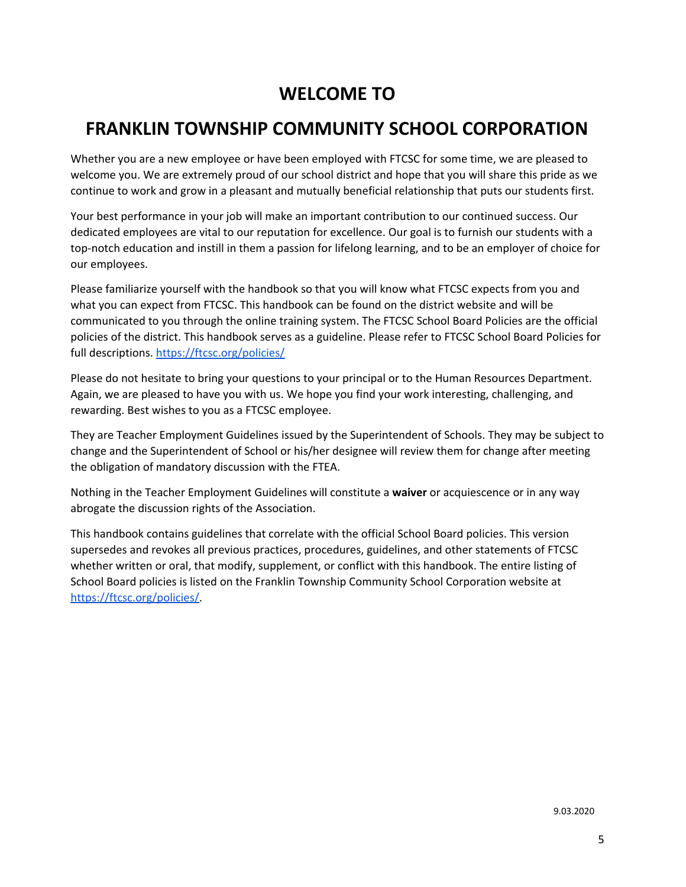# WELCOME TO

# FRANKLIN TOWNSHIP COMMUNITY SCHOOL CORPORATION

Whether you are a new employee or have been employed with FTCSC for some time, we are pleased to welcome you. We are extremely proud of our school district and hope that you will share this pride as we continue to work and grow in a pleasant and mutually beneficial relationship that puts our students first.

Your best performance in your job will make an important contribution to our continued success. Our dedicated employees are vital to our reputation for excellence. Our goal is to furnish our students with a top-notch education and instill in them a passion for lifelong learning, and to be an employer of choice for our employees.

Please familiarize yourself with the handbook so that you will know what FTCSC expects from you and what you can expect from FTCSC. This handbook can be found on the district website and will be communicated to you through the online training system. The FTCSC School Board Policies are the official policies of the district. This handbook serves as a guideline. Please refer to FTCSC School Board Policies for full descriptions. https://ftcsc.org/policies/

Please do not hesitate to bring your questions to your principal or to the Human Resources Department. Again, we are pleased to have you with us. We hope you find your work interesting, challenging, and rewarding. Best wishes to you as a FTCSC employee.

They are Teacher Employment Guidelines issued by the Superintendent of Schools. They may be subject to change and the Superintendent of School or his/her designee will review them for change after meeting the obligation of mandatory discussion with the FTEA.

Nothing in the Teacher Employment Guidelines will constitute a **waiver** or acquiescence or in any way abrogate the discussion rights of the Association.

This handbook contains guidelines that correlate with the official School Board policies. This version supersedes and revokes all previous practices, procedures, guidelines, and other statements of FTCSC whether written or oral, that modify, supplement, or conflict with this handbook. The entire listing of School Board policies is listed on the Franklin Township Community School Corporation website at https://ftcsc.org/policies/.

9.03.2020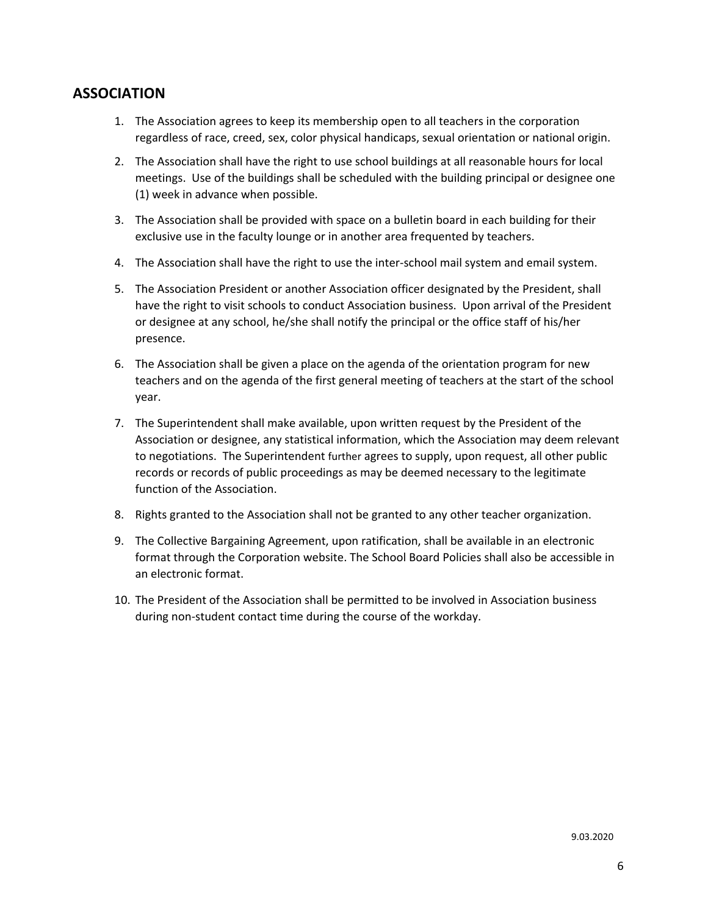## ASSOCIATION

1. The Association agrees to keep its membership open to all teachers in the corporation regardless of race, creed, sex, color physical handicaps, sexual orientation or national origin.
2. The Association shall have the right to use school buildings at all reasonable hours for local meetings. Use of the buildings shall be scheduled with the building principal or designee one (1) week in advance when possible.
3. The Association shall be provided with space on a bulletin board in each building for their exclusive use in the faculty lounge or in another area frequented by teachers.
4. The Association shall have the right to use the inter-school mail system and email system.
5. The Association President or another Association officer designated by the President, shall have the right to visit schools to conduct Association business. Upon arrival of the President or designee at any school, he/she shall notify the principal or the office staff of his/her presence.
6. The Association shall be given a place on the agenda of the orientation program for new teachers and on the agenda of the first general meeting of teachers at the start of the school year.
7. The Superintendent shall make available, upon written request by the President of the Association or designee, any statistical information, which the Association may deem relevant to negotiations. The Superintendent further agrees to supply, upon request, all other public records or records of public proceedings as may be deemed necessary to the legitimate function of the Association.
8. Rights granted to the Association shall not be granted to any other teacher organization.
9. The Collective Bargaining Agreement, upon ratification, shall be available in an electronic format through the Corporation website. The School Board Policies shall also be accessible in an electronic format.
10. The President of the Association shall be permitted to be involved in Association business during non-student contact time during the course of the workday.

9.03.2020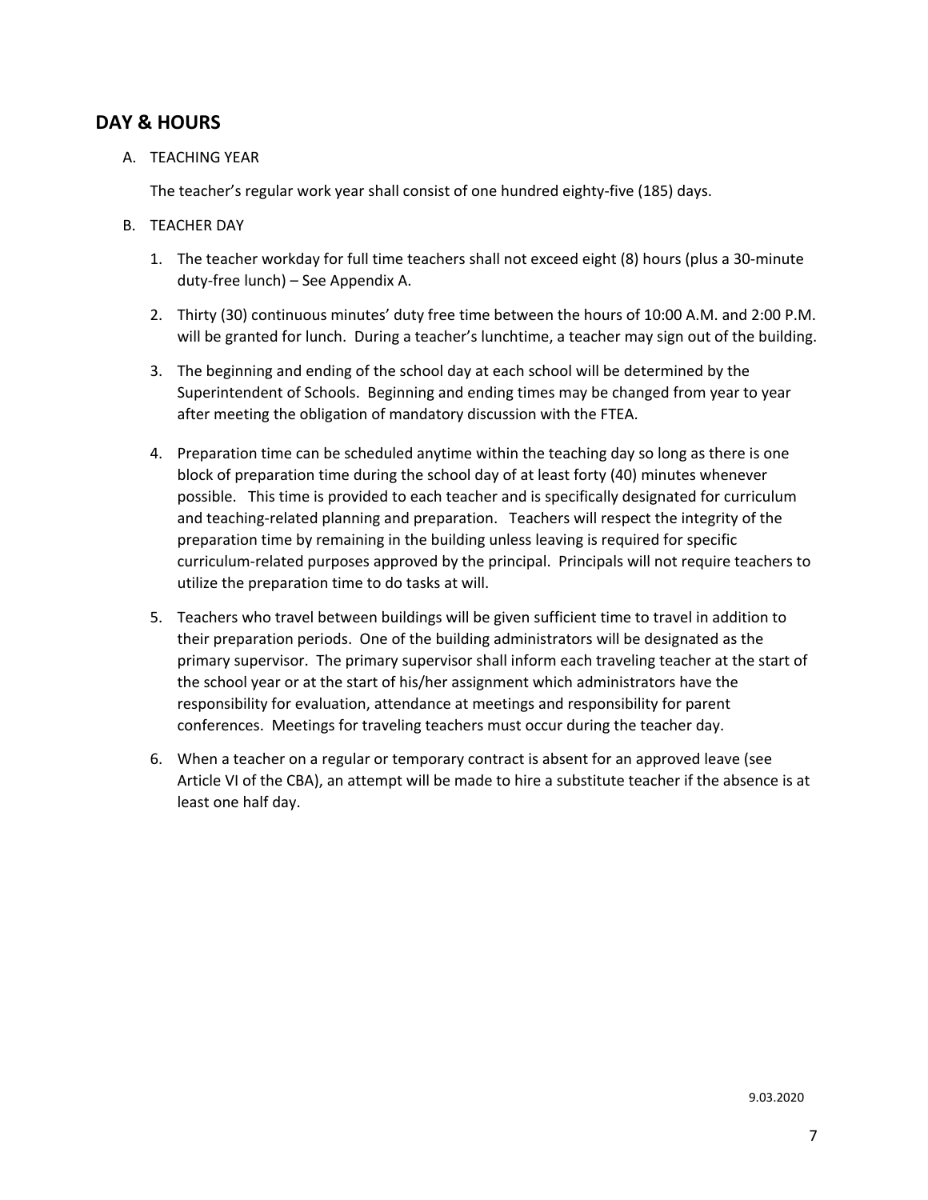## DAY & HOURS

A. TEACHING YEAR

   The teacher's regular work year shall consist of one hundred eighty-five (185) days.

B. TEACHER DAY

   1. The teacher workday for full time teachers shall not exceed eight (8) hours (plus a 30-minute duty-free lunch) – See Appendix A.

   2. Thirty (30) continuous minutes' duty free time between the hours of 10:00 A.M. and 2:00 P.M. will be granted for lunch. During a teacher's lunchtime, a teacher may sign out of the building.

   3. The beginning and ending of the school day at each school will be determined by the Superintendent of Schools. Beginning and ending times may be changed from year to year after meeting the obligation of mandatory discussion with the FTEA.

   4. Preparation time can be scheduled anytime within the teaching day so long as there is one block of preparation time during the school day of at least forty (40) minutes whenever possible. This time is provided to each teacher and is specifically designated for curriculum and teaching-related planning and preparation. Teachers will respect the integrity of the preparation time by remaining in the building unless leaving is required for specific curriculum-related purposes approved by the principal. Principals will not require teachers to utilize the preparation time to do tasks at will.

   5. Teachers who travel between buildings will be given sufficient time to travel in addition to their preparation periods. One of the building administrators will be designated as the primary supervisor. The primary supervisor shall inform each traveling teacher at the start of the school year or at the start of his/her assignment which administrators have the responsibility for evaluation, attendance at meetings and responsibility for parent conferences. Meetings for traveling teachers must occur during the teacher day.

   6. When a teacher on a regular or temporary contract is absent for an approved leave (see Article VI of the CBA), an attempt will be made to hire a substitute teacher if the absence is at least one half day.

9.03.2020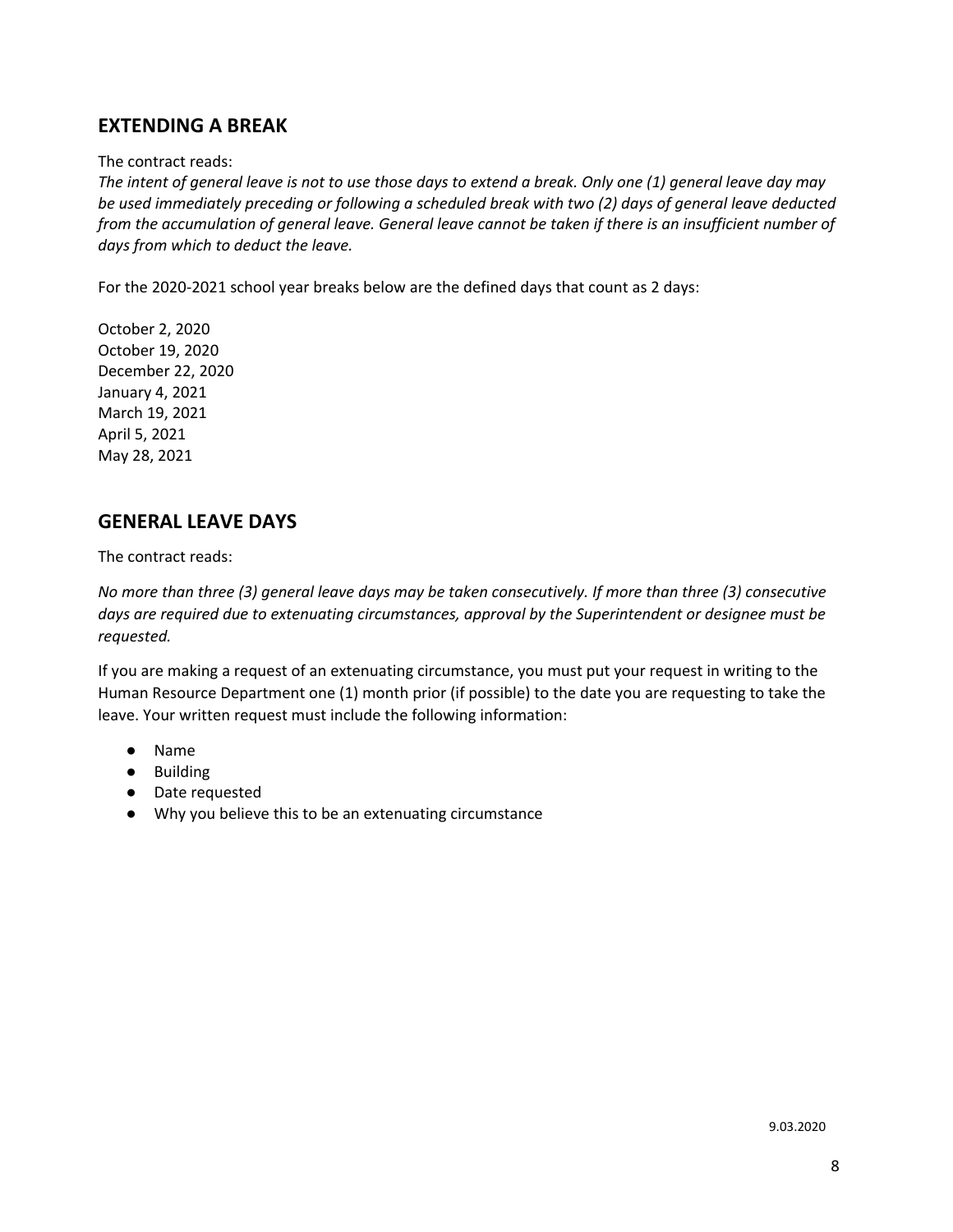## EXTENDING A BREAK

The contract reads:

*The intent of general leave is not to use those days to extend a break. Only one (1) general leave day may be used immediately preceding or following a scheduled break with two (2) days of general leave deducted from the accumulation of general leave. General leave cannot be taken if there is an insufficient number of days from which to deduct the leave.*

For the 2020-2021 school year breaks below are the defined days that count as 2 days:

October 2, 2020
October 19, 2020
December 22, 2020
January 4, 2021
March 19, 2021
April 5, 2021
May 28, 2021

## GENERAL LEAVE DAYS

The contract reads:

*No more than three (3) general leave days may be taken consecutively. If more than three (3) consecutive days are required due to extenuating circumstances, approval by the Superintendent or designee must be requested.*

If you are making a request of an extenuating circumstance, you must put your request in writing to the Human Resource Department one (1) month prior (if possible) to the date you are requesting to take the leave. Your written request must include the following information:

- Name
- Building
- Date requested
- Why you believe this to be an extenuating circumstance

9.03.2020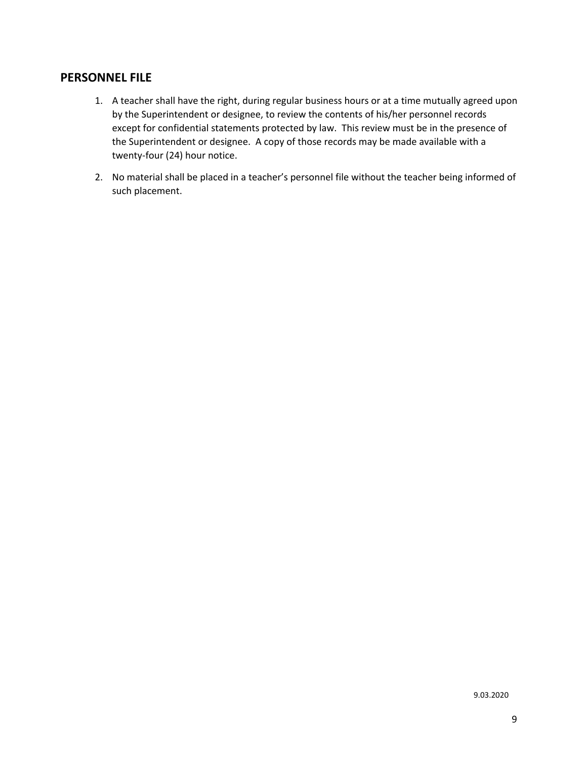## PERSONNEL FILE

1. A teacher shall have the right, during regular business hours or at a time mutually agreed upon by the Superintendent or designee, to review the contents of his/her personnel records except for confidential statements protected by law. This review must be in the presence of the Superintendent or designee. A copy of those records may be made available with a twenty-four (24) hour notice.
2. No material shall be placed in a teacher's personnel file without the teacher being informed of such placement.

9.03.2020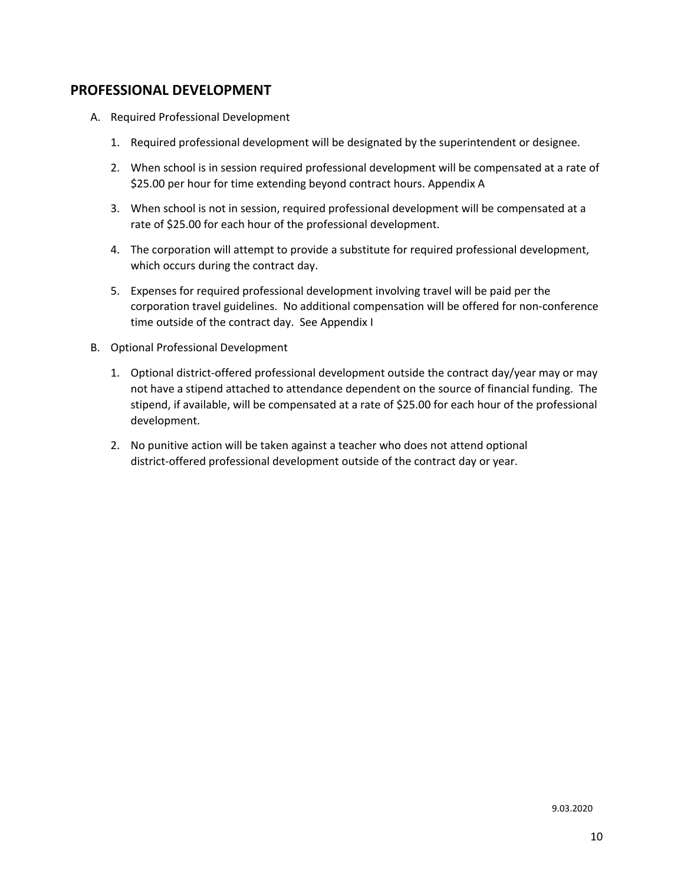## PROFESSIONAL DEVELOPMENT

A. Required Professional Development

1. Required professional development will be designated by the superintendent or designee.

2. When school is in session required professional development will be compensated at a rate of $25.00 per hour for time extending beyond contract hours. Appendix A

3. When school is not in session, required professional development will be compensated at a rate of $25.00 for each hour of the professional development.

4. The corporation will attempt to provide a substitute for required professional development, which occurs during the contract day.

5. Expenses for required professional development involving travel will be paid per the corporation travel guidelines. No additional compensation will be offered for non-conference time outside of the contract day. See Appendix I

B. Optional Professional Development

1. Optional district-offered professional development outside the contract day/year may or may not have a stipend attached to attendance dependent on the source of financial funding. The stipend, if available, will be compensated at a rate of $25.00 for each hour of the professional development.

2. No punitive action will be taken against a teacher who does not attend optional district-offered professional development outside of the contract day or year.

9.03.2020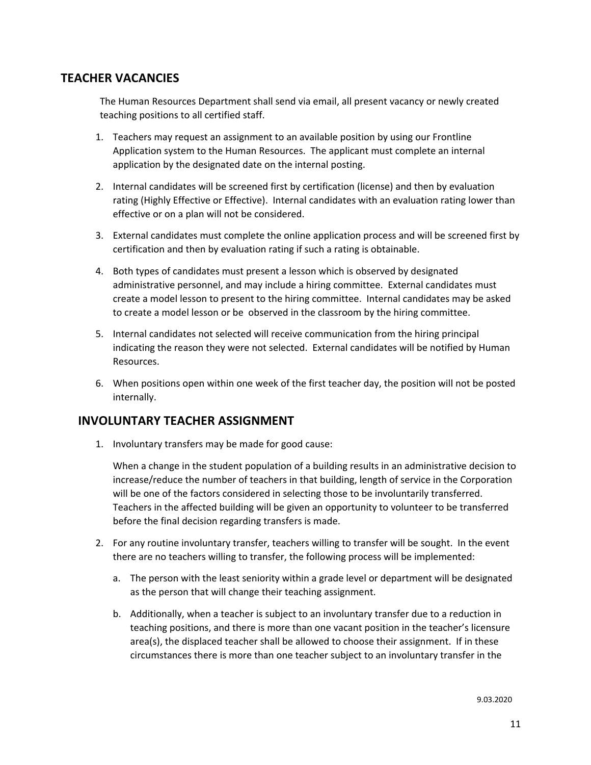## TEACHER VACANCIES

The Human Resources Department shall send via email, all present vacancy or newly created teaching positions to all certified staff.

1. Teachers may request an assignment to an available position by using our Frontline Application system to the Human Resources. The applicant must complete an internal application by the designated date on the internal posting.

2. Internal candidates will be screened first by certification (license) and then by evaluation rating (Highly Effective or Effective). Internal candidates with an evaluation rating lower than effective or on a plan will not be considered.

3. External candidates must complete the online application process and will be screened first by certification and then by evaluation rating if such a rating is obtainable.

4. Both types of candidates must present a lesson which is observed by designated administrative personnel, and may include a hiring committee. External candidates must create a model lesson to present to the hiring committee. Internal candidates may be asked to create a model lesson or be observed in the classroom by the hiring committee.

5. Internal candidates not selected will receive communication from the hiring principal indicating the reason they were not selected. External candidates will be notified by Human Resources.

6. When positions open within one week of the first teacher day, the position will not be posted internally.

## INVOLUNTARY TEACHER ASSIGNMENT

1. Involuntary transfers may be made for good cause:

   When a change in the student population of a building results in an administrative decision to increase/reduce the number of teachers in that building, length of service in the Corporation will be one of the factors considered in selecting those to be involuntarily transferred. Teachers in the affected building will be given an opportunity to volunteer to be transferred before the final decision regarding transfers is made.

2. For any routine involuntary transfer, teachers willing to transfer will be sought. In the event there are no teachers willing to transfer, the following process will be implemented:

   a. The person with the least seniority within a grade level or department will be designated as the person that will change their teaching assignment.

   b. Additionally, when a teacher is subject to an involuntary transfer due to a reduction in teaching positions, and there is more than one vacant position in the teacher's licensure area(s), the displaced teacher shall be allowed to choose their assignment. If in these circumstances there is more than one teacher subject to an involuntary transfer in the

9.03.2020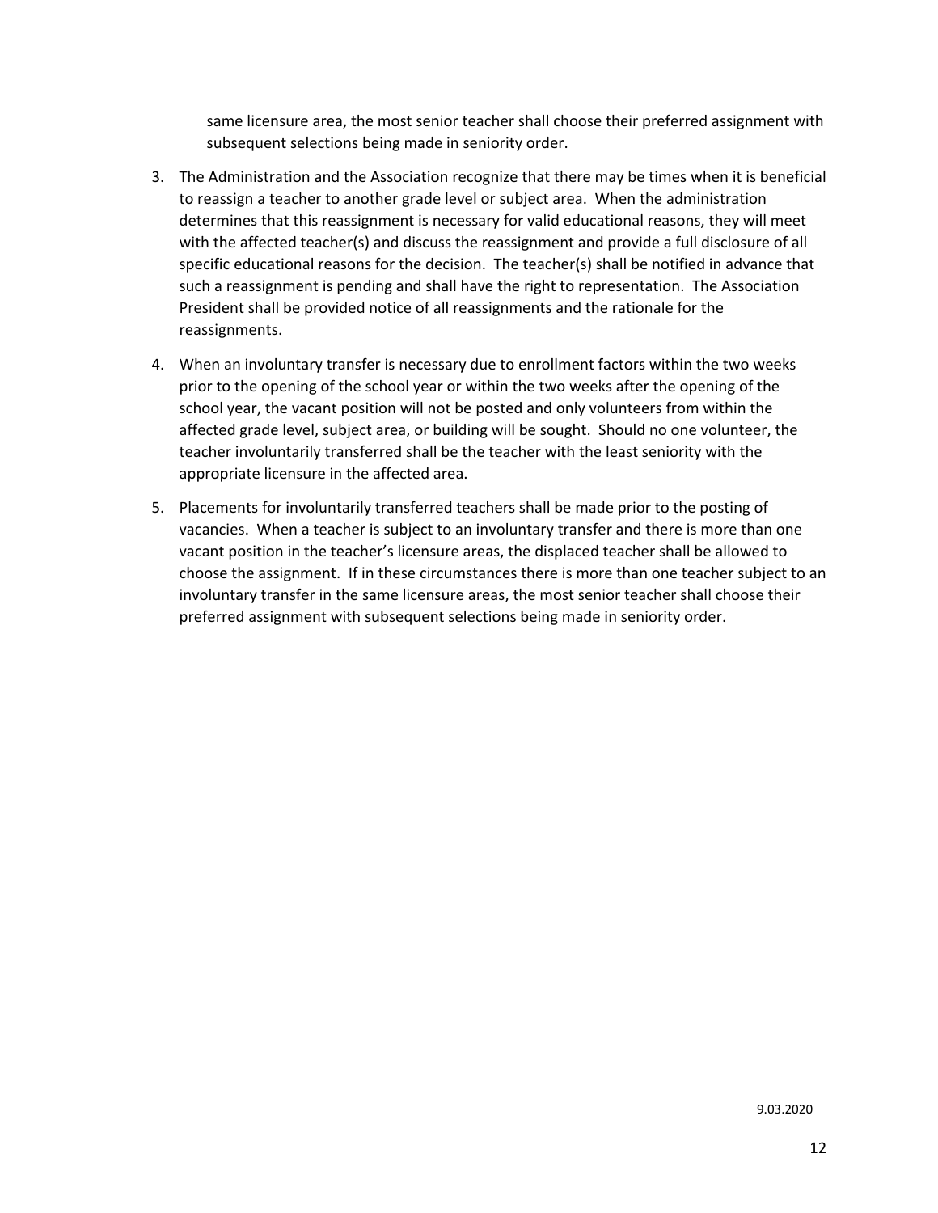same licensure area, the most senior teacher shall choose their preferred assignment with subsequent selections being made in seniority order.

3. The Administration and the Association recognize that there may be times when it is beneficial to reassign a teacher to another grade level or subject area. When the administration determines that this reassignment is necessary for valid educational reasons, they will meet with the affected teacher(s) and discuss the reassignment and provide a full disclosure of all specific educational reasons for the decision. The teacher(s) shall be notified in advance that such a reassignment is pending and shall have the right to representation. The Association President shall be provided notice of all reassignments and the rationale for the reassignments.

4. When an involuntary transfer is necessary due to enrollment factors within the two weeks prior to the opening of the school year or within the two weeks after the opening of the school year, the vacant position will not be posted and only volunteers from within the affected grade level, subject area, or building will be sought. Should no one volunteer, the teacher involuntarily transferred shall be the teacher with the least seniority with the appropriate licensure in the affected area.

5. Placements for involuntarily transferred teachers shall be made prior to the posting of vacancies. When a teacher is subject to an involuntary transfer and there is more than one vacant position in the teacher's licensure areas, the displaced teacher shall be allowed to choose the assignment. If in these circumstances there is more than one teacher subject to an involuntary transfer in the same licensure areas, the most senior teacher shall choose their preferred assignment with subsequent selections being made in seniority order.

9.03.2020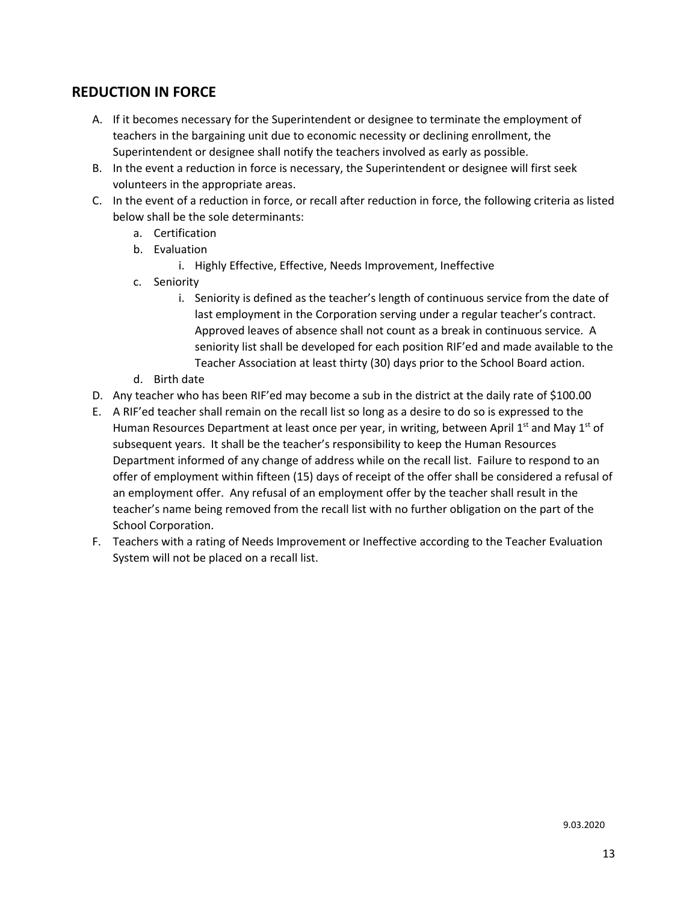## REDUCTION IN FORCE

A. If it becomes necessary for the Superintendent or designee to terminate the employment of teachers in the bargaining unit due to economic necessity or declining enrollment, the Superintendent or designee shall notify the teachers involved as early as possible.

B. In the event a reduction in force is necessary, the Superintendent or designee will first seek volunteers in the appropriate areas.

C. In the event of a reduction in force, or recall after reduction in force, the following criteria as listed below shall be the sole determinants:

   a. Certification

   b. Evaluation

      i. Highly Effective, Effective, Needs Improvement, Ineffective

   c. Seniority

      i. Seniority is defined as the teacher's length of continuous service from the date of last employment in the Corporation serving under a regular teacher's contract. Approved leaves of absence shall not count as a break in continuous service. A seniority list shall be developed for each position RIF'ed and made available to the Teacher Association at least thirty (30) days prior to the School Board action.

   d. Birth date

D. Any teacher who has been RIF'ed may become a sub in the district at the daily rate of $100.00

E. A RIF'ed teacher shall remain on the recall list so long as a desire to do so is expressed to the Human Resources Department at least once per year, in writing, between April 1st and May 1st of subsequent years. It shall be the teacher's responsibility to keep the Human Resources Department informed of any change of address while on the recall list. Failure to respond to an offer of employment within fifteen (15) days of receipt of the offer shall be considered a refusal of an employment offer. Any refusal of an employment offer by the teacher shall result in the teacher's name being removed from the recall list with no further obligation on the part of the School Corporation.

F. Teachers with a rating of Needs Improvement or Ineffective according to the Teacher Evaluation System will not be placed on a recall list.

9.03.2020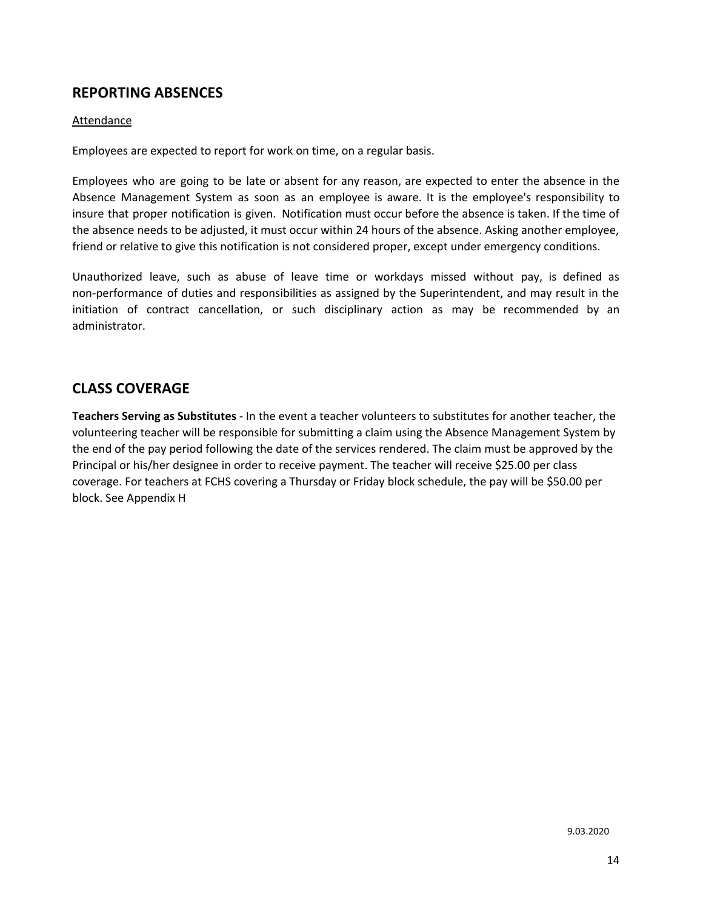## REPORTING ABSENCES

Attendance

Employees are expected to report for work on time, on a regular basis.

Employees who are going to be late or absent for any reason, are expected to enter the absence in the Absence Management System as soon as an employee is aware. It is the employee's responsibility to insure that proper notification is given. Notification must occur before the absence is taken. If the time of the absence needs to be adjusted, it must occur within 24 hours of the absence. Asking another employee, friend or relative to give this notification is not considered proper, except under emergency conditions.

Unauthorized leave, such as abuse of leave time or workdays missed without pay, is defined as non-performance of duties and responsibilities as assigned by the Superintendent, and may result in the initiation of contract cancellation, or such disciplinary action as may be recommended by an administrator.

## CLASS COVERAGE

**Teachers Serving as Substitutes** - In the event a teacher volunteers to substitutes for another teacher, the volunteering teacher will be responsible for submitting a claim using the Absence Management System by the end of the pay period following the date of the services rendered. The claim must be approved by the Principal or his/her designee in order to receive payment. The teacher will receive $25.00 per class coverage. For teachers at FCHS covering a Thursday or Friday block schedule, the pay will be $50.00 per block. See Appendix H

9.03.2020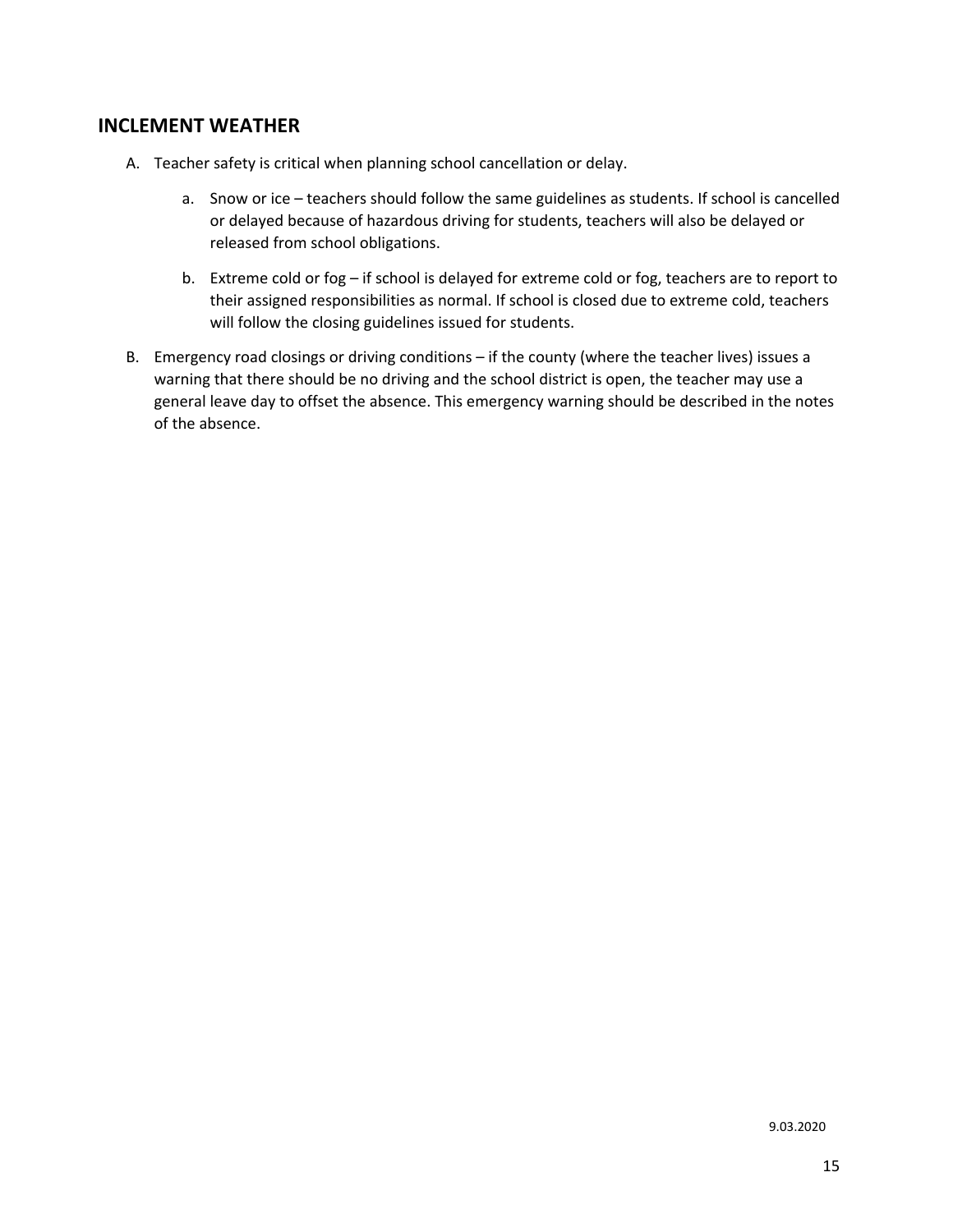## INCLEMENT WEATHER

A. Teacher safety is critical when planning school cancellation or delay.

    a. Snow or ice – teachers should follow the same guidelines as students. If school is cancelled or delayed because of hazardous driving for students, teachers will also be delayed or released from school obligations.

    b. Extreme cold or fog – if school is delayed for extreme cold or fog, teachers are to report to their assigned responsibilities as normal. If school is closed due to extreme cold, teachers will follow the closing guidelines issued for students.

B. Emergency road closings or driving conditions – if the county (where the teacher lives) issues a warning that there should be no driving and the school district is open, the teacher may use a general leave day to offset the absence. This emergency warning should be described in the notes of the absence.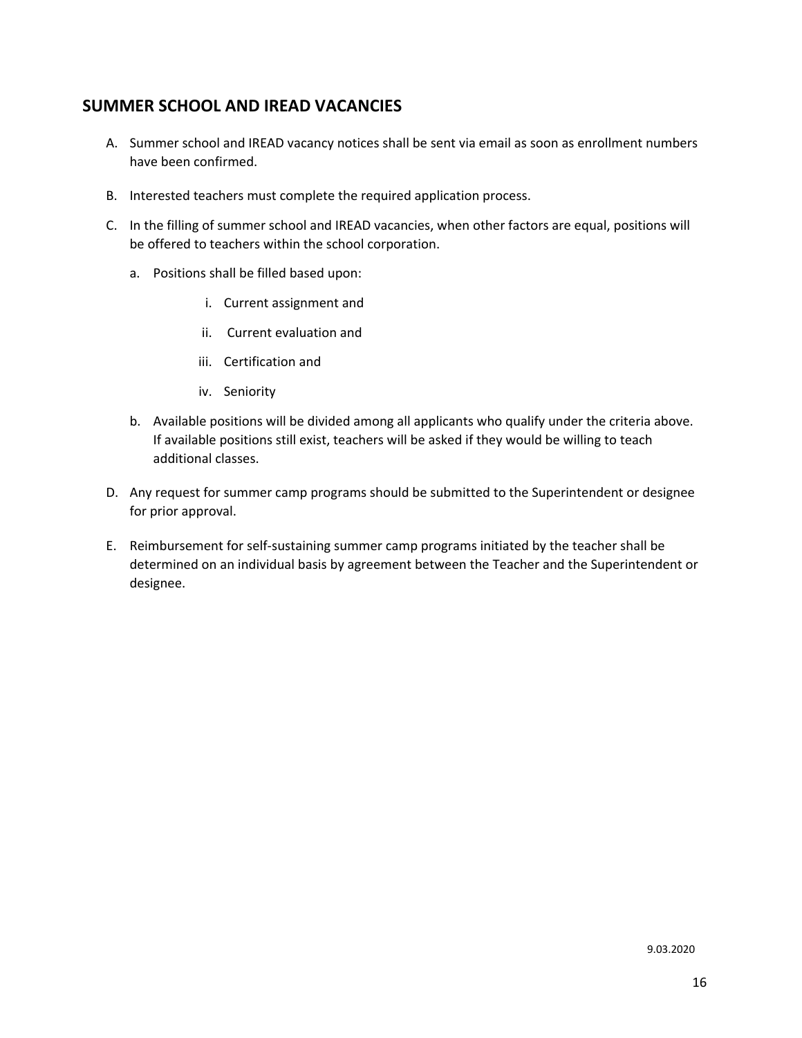## SUMMER SCHOOL AND IREAD VACANCIES

A. Summer school and IREAD vacancy notices shall be sent via email as soon as enrollment numbers have been confirmed.

B. Interested teachers must complete the required application process.

C. In the filling of summer school and IREAD vacancies, when other factors are equal, positions will be offered to teachers within the school corporation.

   a. Positions shall be filled based upon:

      i. Current assignment and

      ii. Current evaluation and

      iii. Certification and

      iv. Seniority

   b. Available positions will be divided among all applicants who qualify under the criteria above. If available positions still exist, teachers will be asked if they would be willing to teach additional classes.

D. Any request for summer camp programs should be submitted to the Superintendent or designee for prior approval.

E. Reimbursement for self-sustaining summer camp programs initiated by the teacher shall be determined on an individual basis by agreement between the Teacher and the Superintendent or designee.

9.03.2020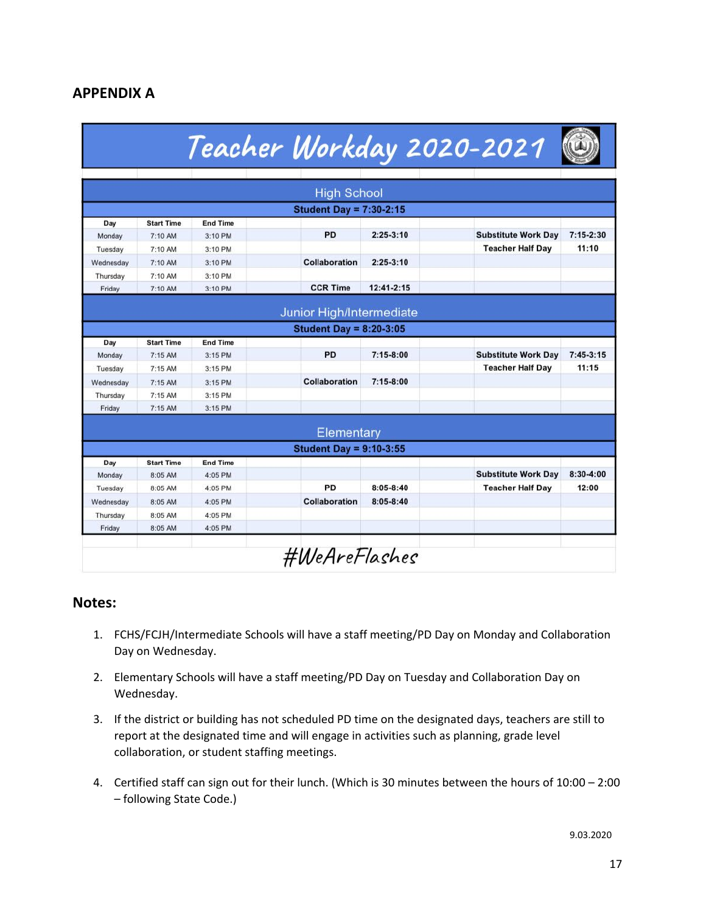## APPENDIX A

### Teacher Workday 2020-2021

#### High School

**Student Day = 7:30-2:15**

| Day | Start Time | End Time | | | | | |
|---|---|---|---|---|---|---|---|
| Monday | 7:10 AM | 3:10 PM | PD | 2:25-3:10 | | Substitute Work Day | 7:15-2:30 |
| Tuesday | 7:10 AM | 3:10 PM | | | | Teacher Half Day | 11:10 |
| Wednesday | 7:10 AM | 3:10 PM | Collaboration | 2:25-3:10 | | | |
| Thursday | 7:10 AM | 3:10 PM | | | | | |
| Friday | 7:10 AM | 3:10 PM | CCR Time | 12:41-2:15 | | | |

#### Junior High/Intermediate

**Student Day = 8:20-3:05**

| Day | Start Time | End Time | | | | | |
|---|---|---|---|---|---|---|---|
| Monday | 7:15 AM | 3:15 PM | PD | 7:15-8:00 | | Substitute Work Day | 7:45-3:15 |
| Tuesday | 7:15 AM | 3:15 PM | | | | Teacher Half Day | 11:15 |
| Wednesday | 7:15 AM | 3:15 PM | Collaboration | 7:15-8:00 | | | |
| Thursday | 7:15 AM | 3:15 PM | | | | | |
| Friday | 7:15 AM | 3:15 PM | | | | | |

#### Elementary

**Student Day = 9:10-3:55**

| Day | Start Time | End Time | | | | | |
|---|---|---|---|---|---|---|---|
| Monday | 8:05 AM | 4:05 PM | | | | Substitute Work Day | 8:30-4:00 |
| Tuesday | 8:05 AM | 4:05 PM | PD | 8:05-8:40 | | Teacher Half Day | 12:00 |
| Wednesday | 8:05 AM | 4:05 PM | Collaboration | 8:05-8:40 | | | |
| Thursday | 8:05 AM | 4:05 PM | | | | | |
| Friday | 8:05 AM | 4:05 PM | | | | | |

#WeAreFlashes

## Notes:

1. FCHS/FCJH/Intermediate Schools will have a staff meeting/PD Day on Monday and Collaboration Day on Wednesday.
2. Elementary Schools will have a staff meeting/PD Day on Tuesday and Collaboration Day on Wednesday.
3. If the district or building has not scheduled PD time on the designated days, teachers are still to report at the designated time and will engage in activities such as planning, grade level collaboration, or student staffing meetings.
4. Certified staff can sign out for their lunch. (Which is 30 minutes between the hours of 10:00 – 2:00 – following State Code.)

9.03.2020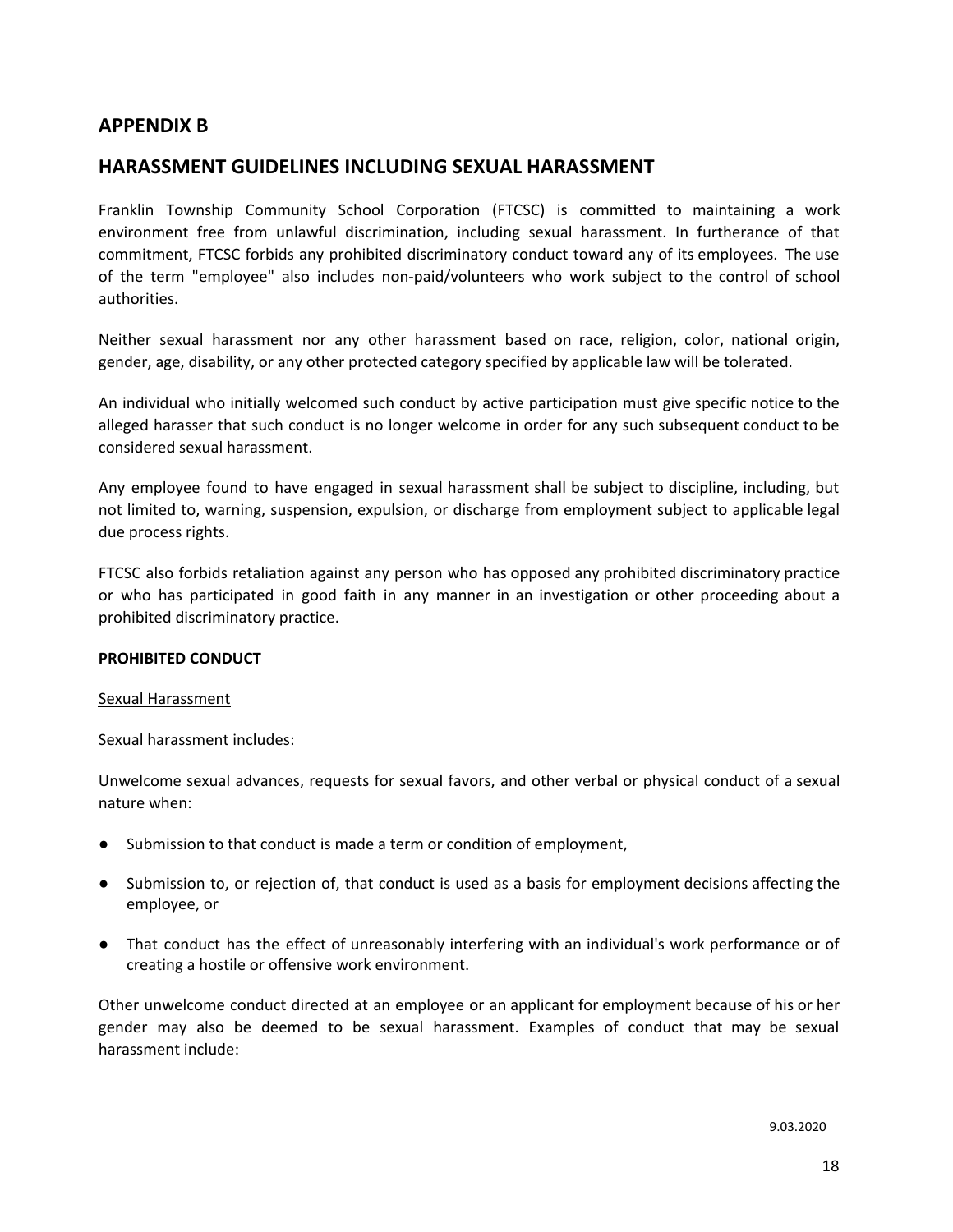## APPENDIX B

## HARASSMENT GUIDELINES INCLUDING SEXUAL HARASSMENT

Franklin Township Community School Corporation (FTCSC) is committed to maintaining a work environment free from unlawful discrimination, including sexual harassment. In furtherance of that commitment, FTCSC forbids any prohibited discriminatory conduct toward any of its employees. The use of the term "employee" also includes non-paid/volunteers who work subject to the control of school authorities.

Neither sexual harassment nor any other harassment based on race, religion, color, national origin, gender, age, disability, or any other protected category specified by applicable law will be tolerated.

An individual who initially welcomed such conduct by active participation must give specific notice to the alleged harasser that such conduct is no longer welcome in order for any such subsequent conduct to be considered sexual harassment.

Any employee found to have engaged in sexual harassment shall be subject to discipline, including, but not limited to, warning, suspension, expulsion, or discharge from employment subject to applicable legal due process rights.

FTCSC also forbids retaliation against any person who has opposed any prohibited discriminatory practice or who has participated in good faith in any manner in an investigation or other proceeding about a prohibited discriminatory practice.

**PROHIBITED CONDUCT**

Sexual Harassment

Sexual harassment includes:

Unwelcome sexual advances, requests for sexual favors, and other verbal or physical conduct of a sexual nature when:

- Submission to that conduct is made a term or condition of employment,
- Submission to, or rejection of, that conduct is used as a basis for employment decisions affecting the employee, or
- That conduct has the effect of unreasonably interfering with an individual's work performance or of creating a hostile or offensive work environment.

Other unwelcome conduct directed at an employee or an applicant for employment because of his or her gender may also be deemed to be sexual harassment. Examples of conduct that may be sexual harassment include:

9.03.2020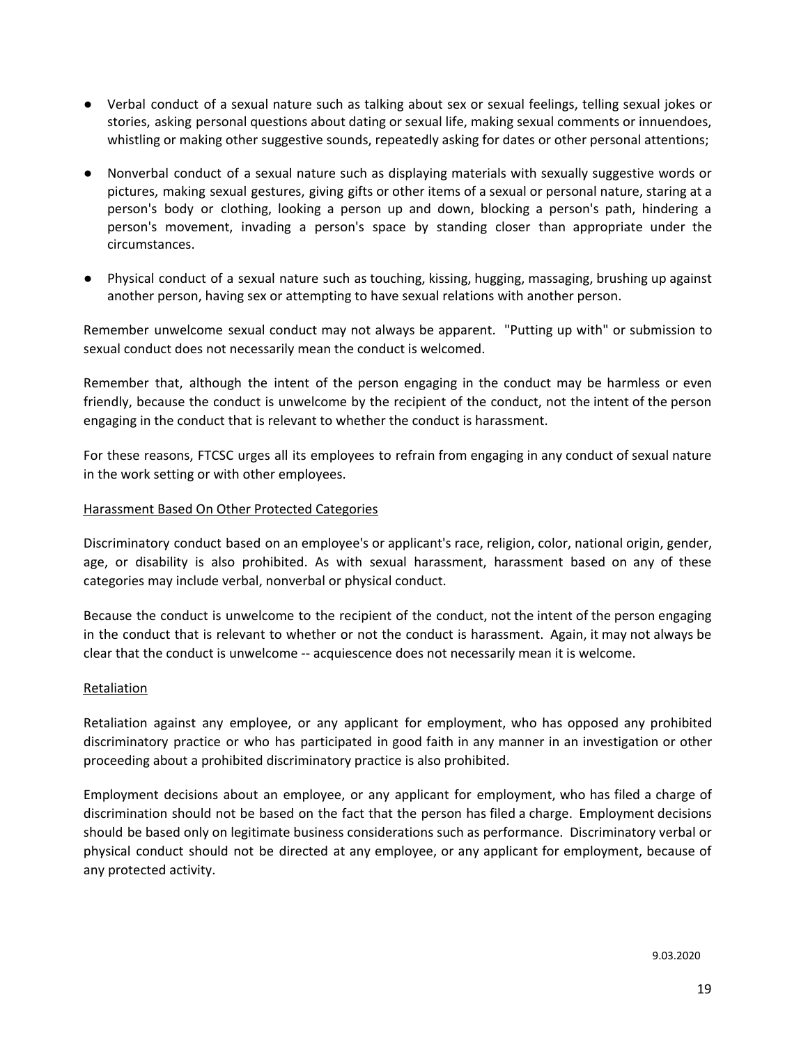- Verbal conduct of a sexual nature such as talking about sex or sexual feelings, telling sexual jokes or stories, asking personal questions about dating or sexual life, making sexual comments or innuendoes, whistling or making other suggestive sounds, repeatedly asking for dates or other personal attentions;

- Nonverbal conduct of a sexual nature such as displaying materials with sexually suggestive words or pictures, making sexual gestures, giving gifts or other items of a sexual or personal nature, staring at a person's body or clothing, looking a person up and down, blocking a person's path, hindering a person's movement, invading a person's space by standing closer than appropriate under the circumstances.

- Physical conduct of a sexual nature such as touching, kissing, hugging, massaging, brushing up against another person, having sex or attempting to have sexual relations with another person.

Remember unwelcome sexual conduct may not always be apparent. "Putting up with" or submission to sexual conduct does not necessarily mean the conduct is welcomed.

Remember that, although the intent of the person engaging in the conduct may be harmless or even friendly, because the conduct is unwelcome by the recipient of the conduct, not the intent of the person engaging in the conduct that is relevant to whether the conduct is harassment.

For these reasons, FTCSC urges all its employees to refrain from engaging in any conduct of sexual nature in the work setting or with other employees.

Harassment Based On Other Protected Categories

Discriminatory conduct based on an employee's or applicant's race, religion, color, national origin, gender, age, or disability is also prohibited. As with sexual harassment, harassment based on any of these categories may include verbal, nonverbal or physical conduct.

Because the conduct is unwelcome to the recipient of the conduct, not the intent of the person engaging in the conduct that is relevant to whether or not the conduct is harassment. Again, it may not always be clear that the conduct is unwelcome -- acquiescence does not necessarily mean it is welcome.

Retaliation

Retaliation against any employee, or any applicant for employment, who has opposed any prohibited discriminatory practice or who has participated in good faith in any manner in an investigation or other proceeding about a prohibited discriminatory practice is also prohibited.

Employment decisions about an employee, or any applicant for employment, who has filed a charge of discrimination should not be based on the fact that the person has filed a charge. Employment decisions should be based only on legitimate business considerations such as performance. Discriminatory verbal or physical conduct should not be directed at any employee, or any applicant for employment, because of any protected activity.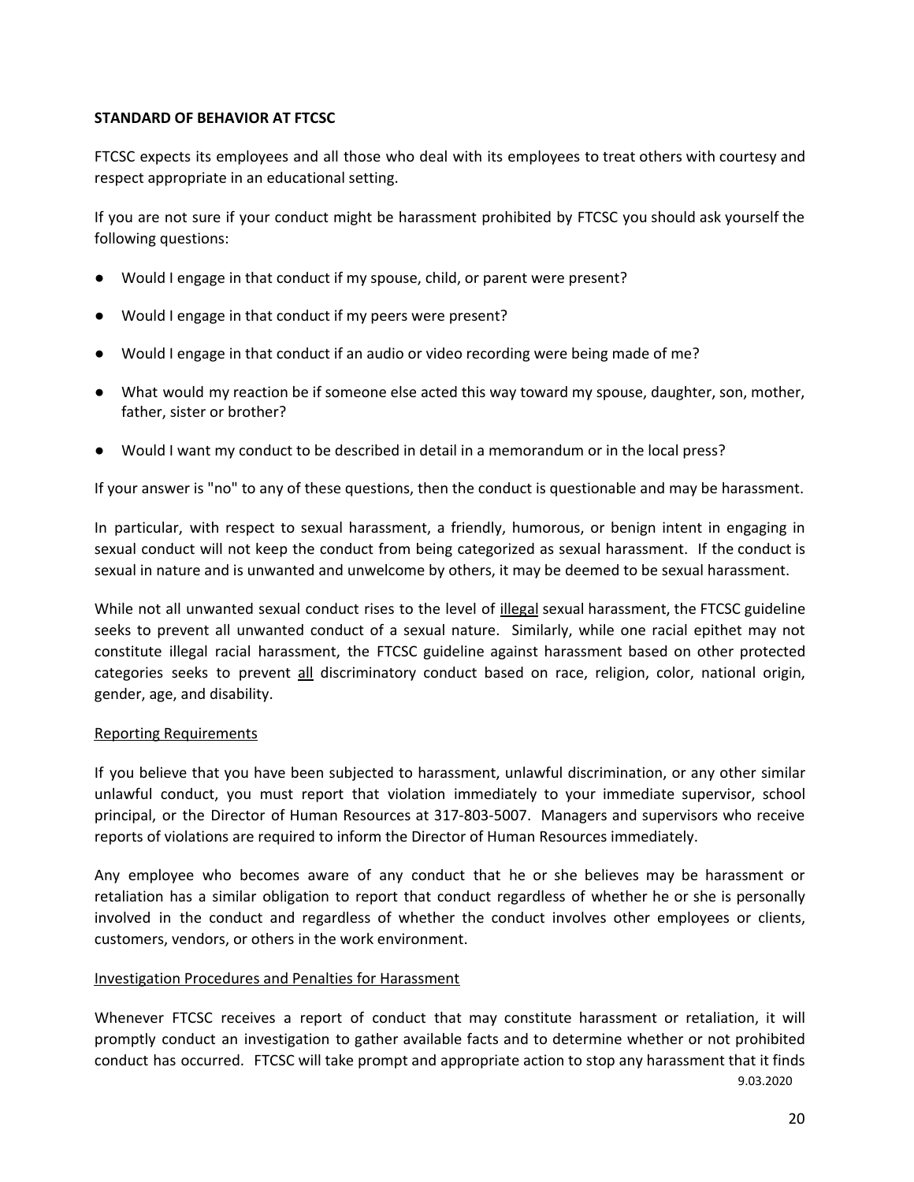**STANDARD OF BEHAVIOR AT FTCSC**

FTCSC expects its employees and all those who deal with its employees to treat others with courtesy and respect appropriate in an educational setting.

If you are not sure if your conduct might be harassment prohibited by FTCSC you should ask yourself the following questions:

- Would I engage in that conduct if my spouse, child, or parent were present?
- Would I engage in that conduct if my peers were present?
- Would I engage in that conduct if an audio or video recording were being made of me?
- What would my reaction be if someone else acted this way toward my spouse, daughter, son, mother, father, sister or brother?
- Would I want my conduct to be described in detail in a memorandum or in the local press?

If your answer is "no" to any of these questions, then the conduct is questionable and may be harassment.

In particular, with respect to sexual harassment, a friendly, humorous, or benign intent in engaging in sexual conduct will not keep the conduct from being categorized as sexual harassment. If the conduct is sexual in nature and is unwanted and unwelcome by others, it may be deemed to be sexual harassment.

While not all unwanted sexual conduct rises to the level of <u>illegal</u> sexual harassment, the FTCSC guideline seeks to prevent all unwanted conduct of a sexual nature. Similarly, while one racial epithet may not constitute illegal racial harassment, the FTCSC guideline against harassment based on other protected categories seeks to prevent <u>all</u> discriminatory conduct based on race, religion, color, national origin, gender, age, and disability.

<u>Reporting Requirements</u>

If you believe that you have been subjected to harassment, unlawful discrimination, or any other similar unlawful conduct, you must report that violation immediately to your immediate supervisor, school principal, or the Director of Human Resources at 317-803-5007. Managers and supervisors who receive reports of violations are required to inform the Director of Human Resources immediately.

Any employee who becomes aware of any conduct that he or she believes may be harassment or retaliation has a similar obligation to report that conduct regardless of whether he or she is personally involved in the conduct and regardless of whether the conduct involves other employees or clients, customers, vendors, or others in the work environment.

<u>Investigation Procedures and Penalties for Harassment</u>

Whenever FTCSC receives a report of conduct that may constitute harassment or retaliation, it will promptly conduct an investigation to gather available facts and to determine whether or not prohibited conduct has occurred. FTCSC will take prompt and appropriate action to stop any harassment that it finds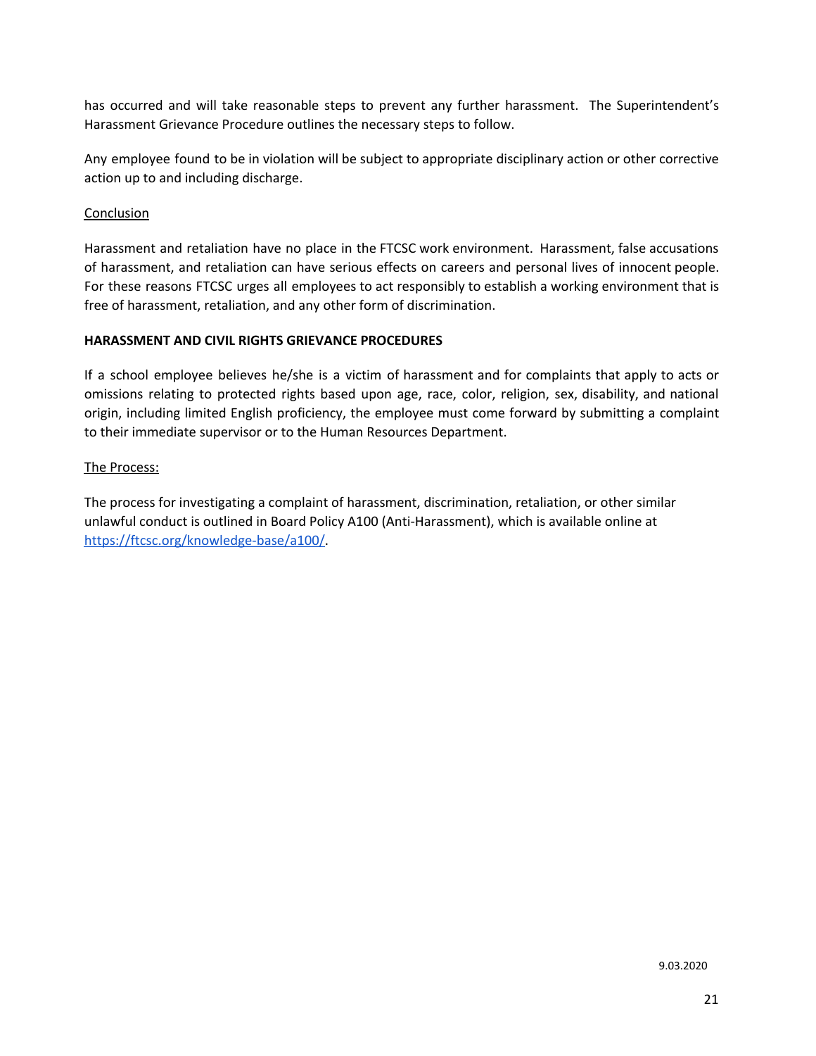has occurred and will take reasonable steps to prevent any further harassment. The Superintendent's Harassment Grievance Procedure outlines the necessary steps to follow.

Any employee found to be in violation will be subject to appropriate disciplinary action or other corrective action up to and including discharge.

Conclusion

Harassment and retaliation have no place in the FTCSC work environment. Harassment, false accusations of harassment, and retaliation can have serious effects on careers and personal lives of innocent people. For these reasons FTCSC urges all employees to act responsibly to establish a working environment that is free of harassment, retaliation, and any other form of discrimination.

**HARASSMENT AND CIVIL RIGHTS GRIEVANCE PROCEDURES**

If a school employee believes he/she is a victim of harassment and for complaints that apply to acts or omissions relating to protected rights based upon age, race, color, religion, sex, disability, and national origin, including limited English proficiency, the employee must come forward by submitting a complaint to their immediate supervisor or to the Human Resources Department.

The Process:

The process for investigating a complaint of harassment, discrimination, retaliation, or other similar unlawful conduct is outlined in Board Policy A100 (Anti-Harassment), which is available online at [https://ftcsc.org/knowledge-base/a100/](https://ftcsc.org/knowledge-base/a100/).

9.03.2020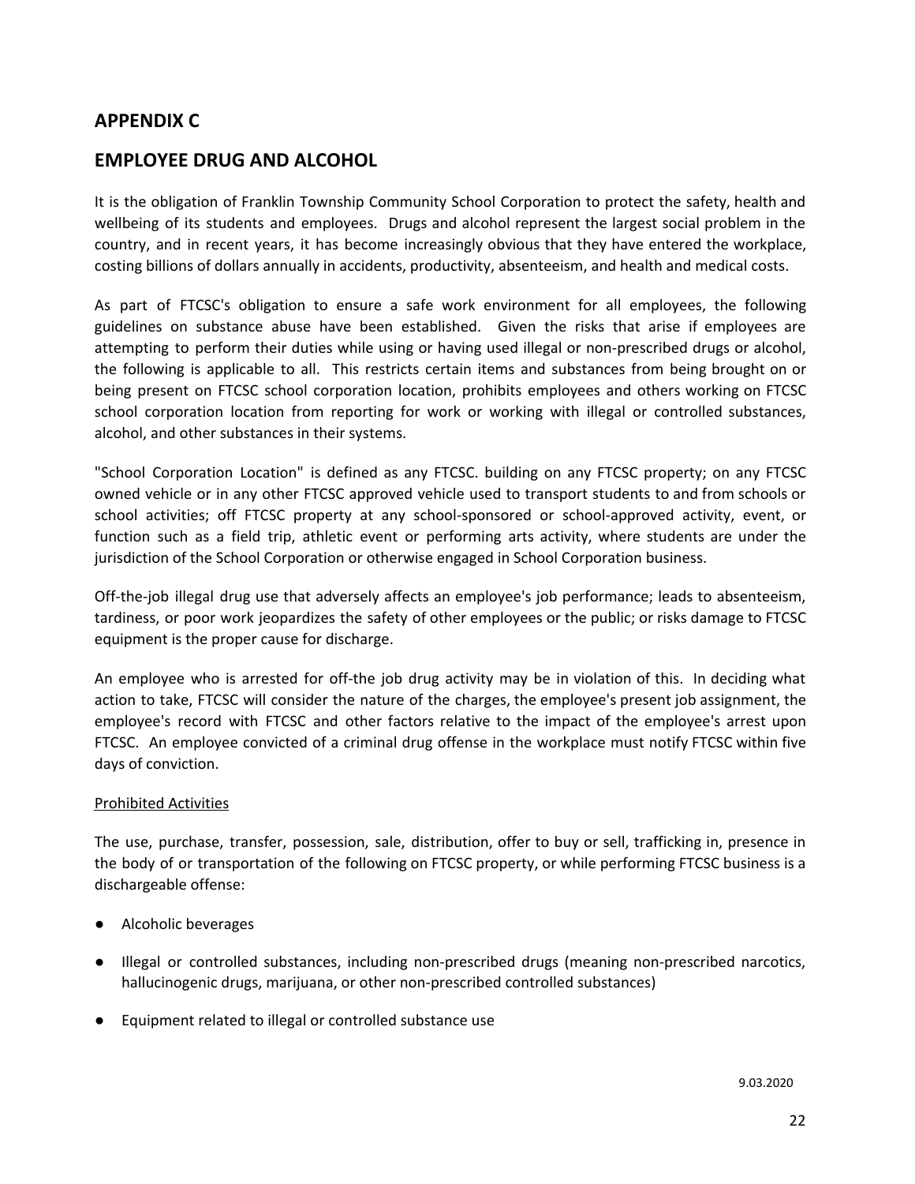## APPENDIX C

## EMPLOYEE DRUG AND ALCOHOL

It is the obligation of Franklin Township Community School Corporation to protect the safety, health and wellbeing of its students and employees. Drugs and alcohol represent the largest social problem in the country, and in recent years, it has become increasingly obvious that they have entered the workplace, costing billions of dollars annually in accidents, productivity, absenteeism, and health and medical costs.

As part of FTCSC's obligation to ensure a safe work environment for all employees, the following guidelines on substance abuse have been established. Given the risks that arise if employees are attempting to perform their duties while using or having used illegal or non-prescribed drugs or alcohol, the following is applicable to all. This restricts certain items and substances from being brought on or being present on FTCSC school corporation location, prohibits employees and others working on FTCSC school corporation location from reporting for work or working with illegal or controlled substances, alcohol, and other substances in their systems.

"School Corporation Location" is defined as any FTCSC. building on any FTCSC property; on any FTCSC owned vehicle or in any other FTCSC approved vehicle used to transport students to and from schools or school activities; off FTCSC property at any school-sponsored or school-approved activity, event, or function such as a field trip, athletic event or performing arts activity, where students are under the jurisdiction of the School Corporation or otherwise engaged in School Corporation business.

Off-the-job illegal drug use that adversely affects an employee's job performance; leads to absenteeism, tardiness, or poor work jeopardizes the safety of other employees or the public; or risks damage to FTCSC equipment is the proper cause for discharge.

An employee who is arrested for off-the job drug activity may be in violation of this. In deciding what action to take, FTCSC will consider the nature of the charges, the employee's present job assignment, the employee's record with FTCSC and other factors relative to the impact of the employee's arrest upon FTCSC. An employee convicted of a criminal drug offense in the workplace must notify FTCSC within five days of conviction.

Prohibited Activities

The use, purchase, transfer, possession, sale, distribution, offer to buy or sell, trafficking in, presence in the body of or transportation of the following on FTCSC property, or while performing FTCSC business is a dischargeable offense:

- Alcoholic beverages
- Illegal or controlled substances, including non-prescribed drugs (meaning non-prescribed narcotics, hallucinogenic drugs, marijuana, or other non-prescribed controlled substances)
- Equipment related to illegal or controlled substance use

9.03.2020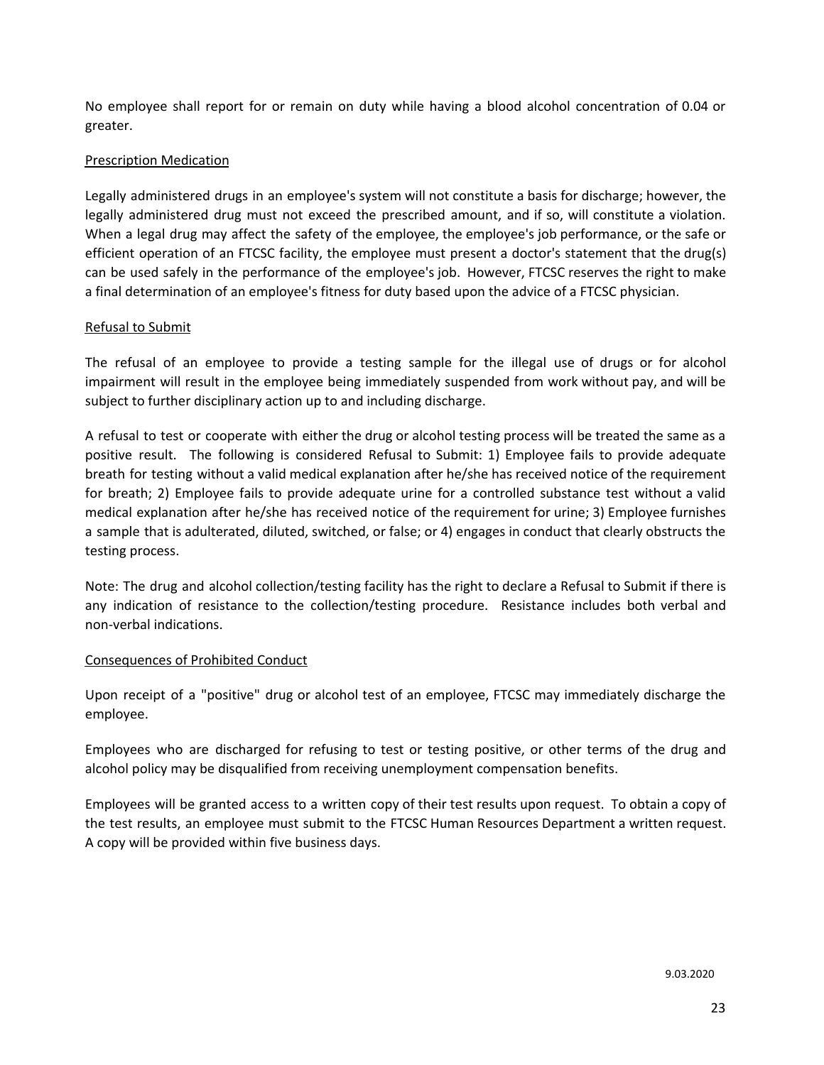No employee shall report for or remain on duty while having a blood alcohol concentration of 0.04 or greater.

### Prescription Medication

Legally administered drugs in an employee's system will not constitute a basis for discharge; however, the legally administered drug must not exceed the prescribed amount, and if so, will constitute a violation. When a legal drug may affect the safety of the employee, the employee's job performance, or the safe or efficient operation of an FTCSC facility, the employee must present a doctor's statement that the drug(s) can be used safely in the performance of the employee's job. However, FTCSC reserves the right to make a final determination of an employee's fitness for duty based upon the advice of a FTCSC physician.

### Refusal to Submit

The refusal of an employee to provide a testing sample for the illegal use of drugs or for alcohol impairment will result in the employee being immediately suspended from work without pay, and will be subject to further disciplinary action up to and including discharge.

A refusal to test or cooperate with either the drug or alcohol testing process will be treated the same as a positive result. The following is considered Refusal to Submit: 1) Employee fails to provide adequate breath for testing without a valid medical explanation after he/she has received notice of the requirement for breath; 2) Employee fails to provide adequate urine for a controlled substance test without a valid medical explanation after he/she has received notice of the requirement for urine; 3) Employee furnishes a sample that is adulterated, diluted, switched, or false; or 4) engages in conduct that clearly obstructs the testing process.

Note: The drug and alcohol collection/testing facility has the right to declare a Refusal to Submit if there is any indication of resistance to the collection/testing procedure. Resistance includes both verbal and non-verbal indications.

### Consequences of Prohibited Conduct

Upon receipt of a "positive" drug or alcohol test of an employee, FTCSC may immediately discharge the employee.

Employees who are discharged for refusing to test or testing positive, or other terms of the drug and alcohol policy may be disqualified from receiving unemployment compensation benefits.

Employees will be granted access to a written copy of their test results upon request. To obtain a copy of the test results, an employee must submit to the FTCSC Human Resources Department a written request. A copy will be provided within five business days.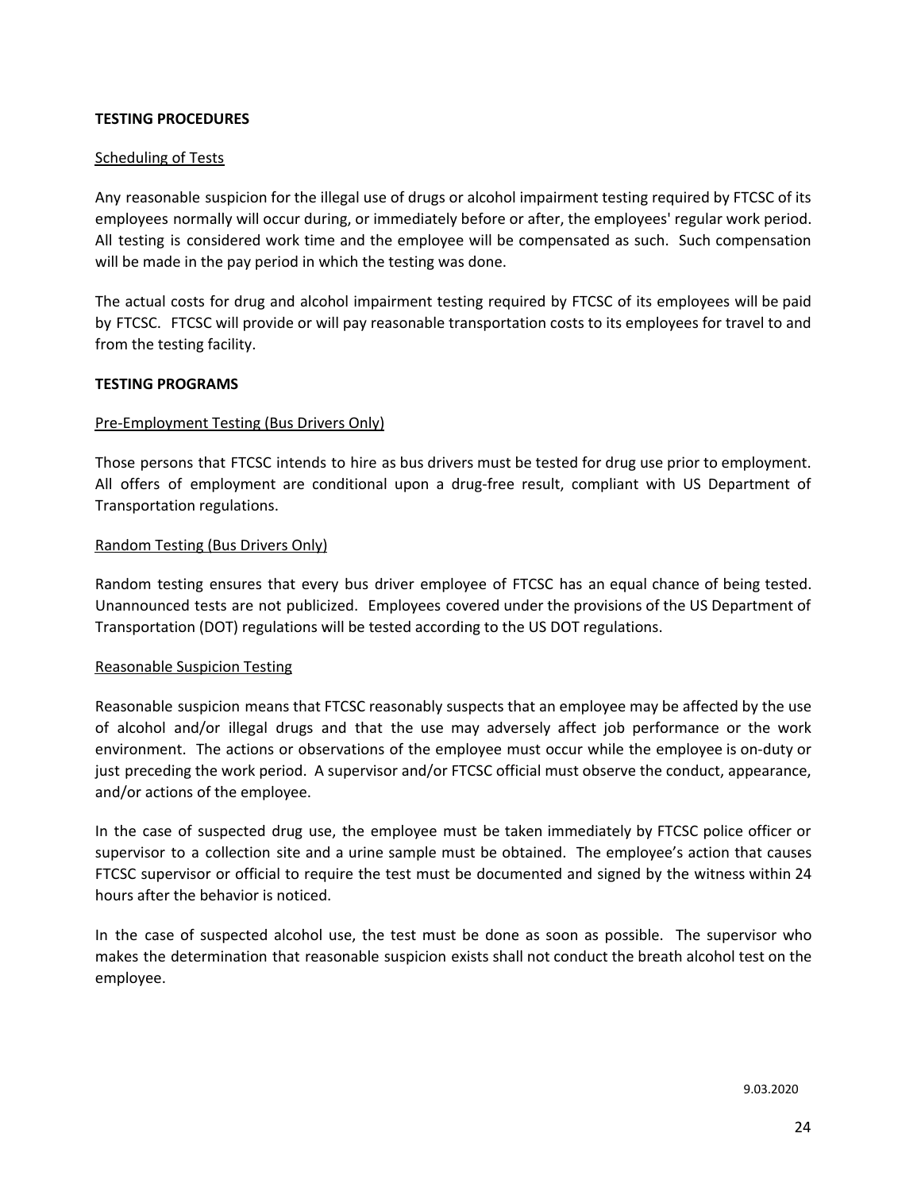**TESTING PROCEDURES**

Scheduling of Tests

Any reasonable suspicion for the illegal use of drugs or alcohol impairment testing required by FTCSC of its employees normally will occur during, or immediately before or after, the employees' regular work period. All testing is considered work time and the employee will be compensated as such. Such compensation will be made in the pay period in which the testing was done.

The actual costs for drug and alcohol impairment testing required by FTCSC of its employees will be paid by FTCSC. FTCSC will provide or will pay reasonable transportation costs to its employees for travel to and from the testing facility.

**TESTING PROGRAMS**

Pre-Employment Testing (Bus Drivers Only)

Those persons that FTCSC intends to hire as bus drivers must be tested for drug use prior to employment. All offers of employment are conditional upon a drug-free result, compliant with US Department of Transportation regulations.

Random Testing (Bus Drivers Only)

Random testing ensures that every bus driver employee of FTCSC has an equal chance of being tested. Unannounced tests are not publicized. Employees covered under the provisions of the US Department of Transportation (DOT) regulations will be tested according to the US DOT regulations.

Reasonable Suspicion Testing

Reasonable suspicion means that FTCSC reasonably suspects that an employee may be affected by the use of alcohol and/or illegal drugs and that the use may adversely affect job performance or the work environment. The actions or observations of the employee must occur while the employee is on-duty or just preceding the work period. A supervisor and/or FTCSC official must observe the conduct, appearance, and/or actions of the employee.

In the case of suspected drug use, the employee must be taken immediately by FTCSC police officer or supervisor to a collection site and a urine sample must be obtained. The employee's action that causes FTCSC supervisor or official to require the test must be documented and signed by the witness within 24 hours after the behavior is noticed.

In the case of suspected alcohol use, the test must be done as soon as possible. The supervisor who makes the determination that reasonable suspicion exists shall not conduct the breath alcohol test on the employee.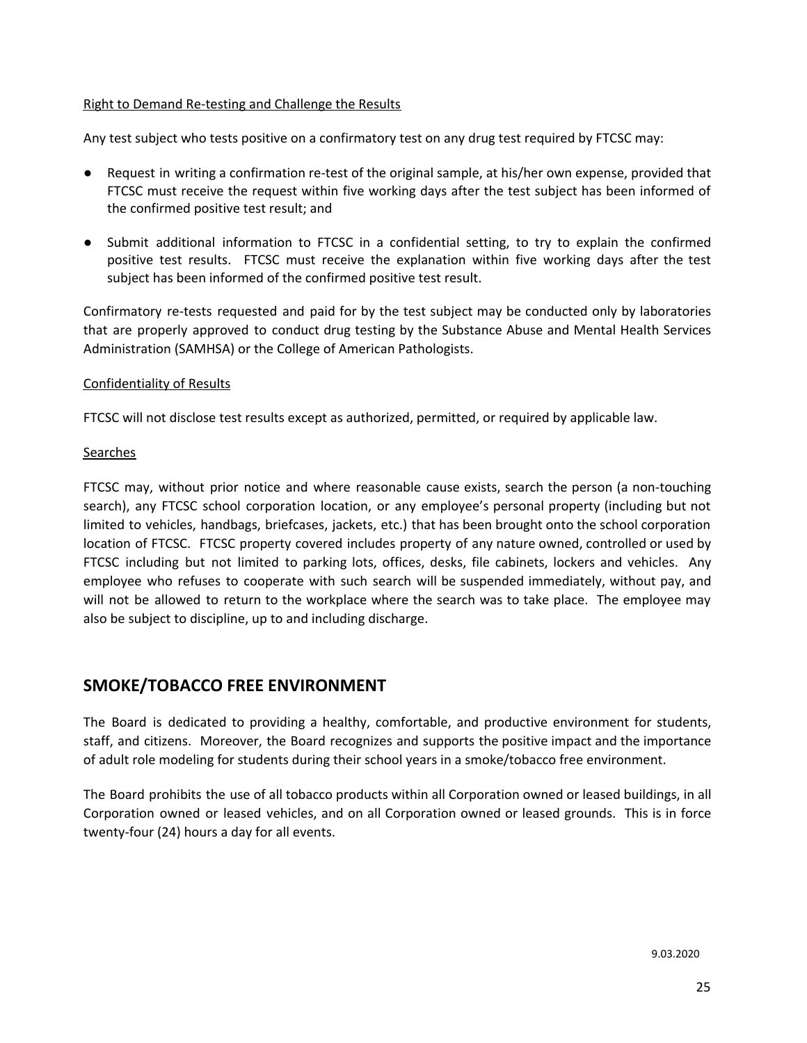Right to Demand Re-testing and Challenge the Results

Any test subject who tests positive on a confirmatory test on any drug test required by FTCSC may:

- Request in writing a confirmation re-test of the original sample, at his/her own expense, provided that FTCSC must receive the request within five working days after the test subject has been informed of the confirmed positive test result; and
- Submit additional information to FTCSC in a confidential setting, to try to explain the confirmed positive test results. FTCSC must receive the explanation within five working days after the test subject has been informed of the confirmed positive test result.

Confirmatory re-tests requested and paid for by the test subject may be conducted only by laboratories that are properly approved to conduct drug testing by the Substance Abuse and Mental Health Services Administration (SAMHSA) or the College of American Pathologists.

Confidentiality of Results

FTCSC will not disclose test results except as authorized, permitted, or required by applicable law.

Searches

FTCSC may, without prior notice and where reasonable cause exists, search the person (a non-touching search), any FTCSC school corporation location, or any employee's personal property (including but not limited to vehicles, handbags, briefcases, jackets, etc.) that has been brought onto the school corporation location of FTCSC. FTCSC property covered includes property of any nature owned, controlled or used by FTCSC including but not limited to parking lots, offices, desks, file cabinets, lockers and vehicles. Any employee who refuses to cooperate with such search will be suspended immediately, without pay, and will not be allowed to return to the workplace where the search was to take place. The employee may also be subject to discipline, up to and including discharge.

## SMOKE/TOBACCO FREE ENVIRONMENT

The Board is dedicated to providing a healthy, comfortable, and productive environment for students, staff, and citizens. Moreover, the Board recognizes and supports the positive impact and the importance of adult role modeling for students during their school years in a smoke/tobacco free environment.

The Board prohibits the use of all tobacco products within all Corporation owned or leased buildings, in all Corporation owned or leased vehicles, and on all Corporation owned or leased grounds. This is in force twenty-four (24) hours a day for all events.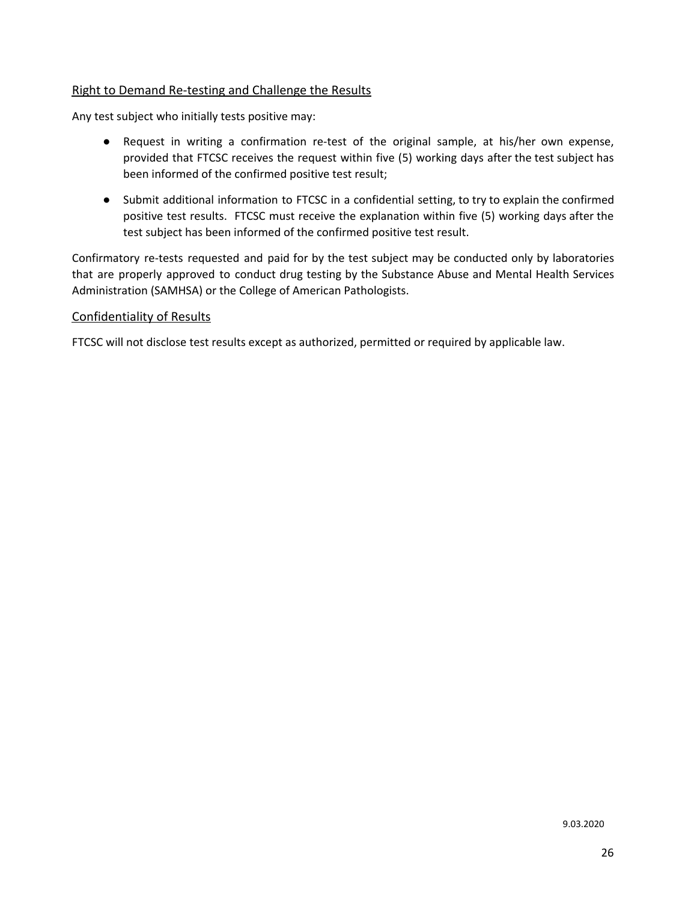## Right to Demand Re-testing and Challenge the Results

Any test subject who initially tests positive may:

- Request in writing a confirmation re-test of the original sample, at his/her own expense, provided that FTCSC receives the request within five (5) working days after the test subject has been informed of the confirmed positive test result;
- Submit additional information to FTCSC in a confidential setting, to try to explain the confirmed positive test results. FTCSC must receive the explanation within five (5) working days after the test subject has been informed of the confirmed positive test result.

Confirmatory re-tests requested and paid for by the test subject may be conducted only by laboratories that are properly approved to conduct drug testing by the Substance Abuse and Mental Health Services Administration (SAMHSA) or the College of American Pathologists.

## Confidentiality of Results

FTCSC will not disclose test results except as authorized, permitted or required by applicable law.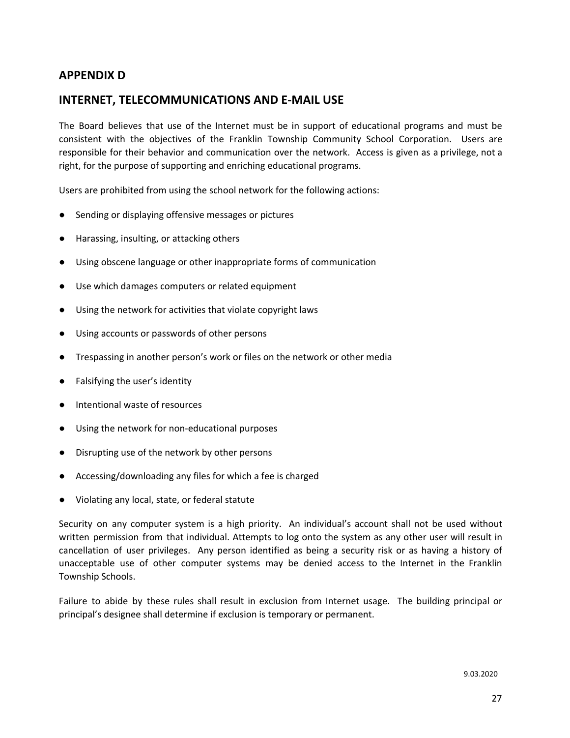## APPENDIX D

## INTERNET, TELECOMMUNICATIONS AND E-MAIL USE

The Board believes that use of the Internet must be in support of educational programs and must be consistent with the objectives of the Franklin Township Community School Corporation. Users are responsible for their behavior and communication over the network. Access is given as a privilege, not a right, for the purpose of supporting and enriching educational programs.

Users are prohibited from using the school network for the following actions:

- Sending or displaying offensive messages or pictures
- Harassing, insulting, or attacking others
- Using obscene language or other inappropriate forms of communication
- Use which damages computers or related equipment
- Using the network for activities that violate copyright laws
- Using accounts or passwords of other persons
- Trespassing in another person's work or files on the network or other media
- Falsifying the user's identity
- Intentional waste of resources
- Using the network for non-educational purposes
- Disrupting use of the network by other persons
- Accessing/downloading any files for which a fee is charged
- Violating any local, state, or federal statute

Security on any computer system is a high priority. An individual's account shall not be used without written permission from that individual. Attempts to log onto the system as any other user will result in cancellation of user privileges. Any person identified as being a security risk or as having a history of unacceptable use of other computer systems may be denied access to the Internet in the Franklin Township Schools.

Failure to abide by these rules shall result in exclusion from Internet usage. The building principal or principal's designee shall determine if exclusion is temporary or permanent.

9.03.2020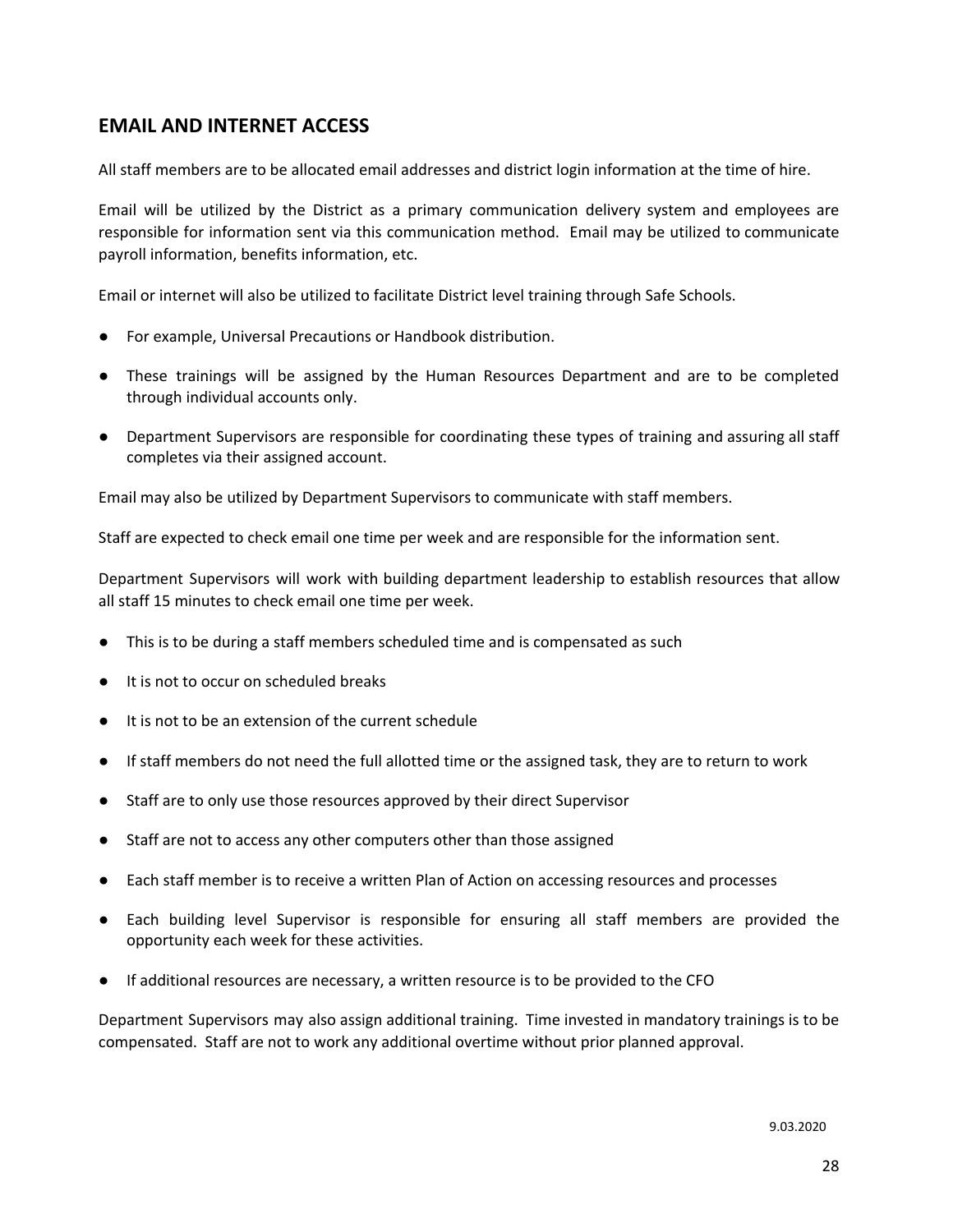## EMAIL AND INTERNET ACCESS

All staff members are to be allocated email addresses and district login information at the time of hire.

Email will be utilized by the District as a primary communication delivery system and employees are responsible for information sent via this communication method. Email may be utilized to communicate payroll information, benefits information, etc.

Email or internet will also be utilized to facilitate District level training through Safe Schools.

- For example, Universal Precautions or Handbook distribution.
- These trainings will be assigned by the Human Resources Department and are to be completed through individual accounts only.
- Department Supervisors are responsible for coordinating these types of training and assuring all staff completes via their assigned account.

Email may also be utilized by Department Supervisors to communicate with staff members.

Staff are expected to check email one time per week and are responsible for the information sent.

Department Supervisors will work with building department leadership to establish resources that allow all staff 15 minutes to check email one time per week.

- This is to be during a staff members scheduled time and is compensated as such
- It is not to occur on scheduled breaks
- It is not to be an extension of the current schedule
- If staff members do not need the full allotted time or the assigned task, they are to return to work
- Staff are to only use those resources approved by their direct Supervisor
- Staff are not to access any other computers other than those assigned
- Each staff member is to receive a written Plan of Action on accessing resources and processes
- Each building level Supervisor is responsible for ensuring all staff members are provided the opportunity each week for these activities.
- If additional resources are necessary, a written resource is to be provided to the CFO

Department Supervisors may also assign additional training. Time invested in mandatory trainings is to be compensated. Staff are not to work any additional overtime without prior planned approval.

9.03.2020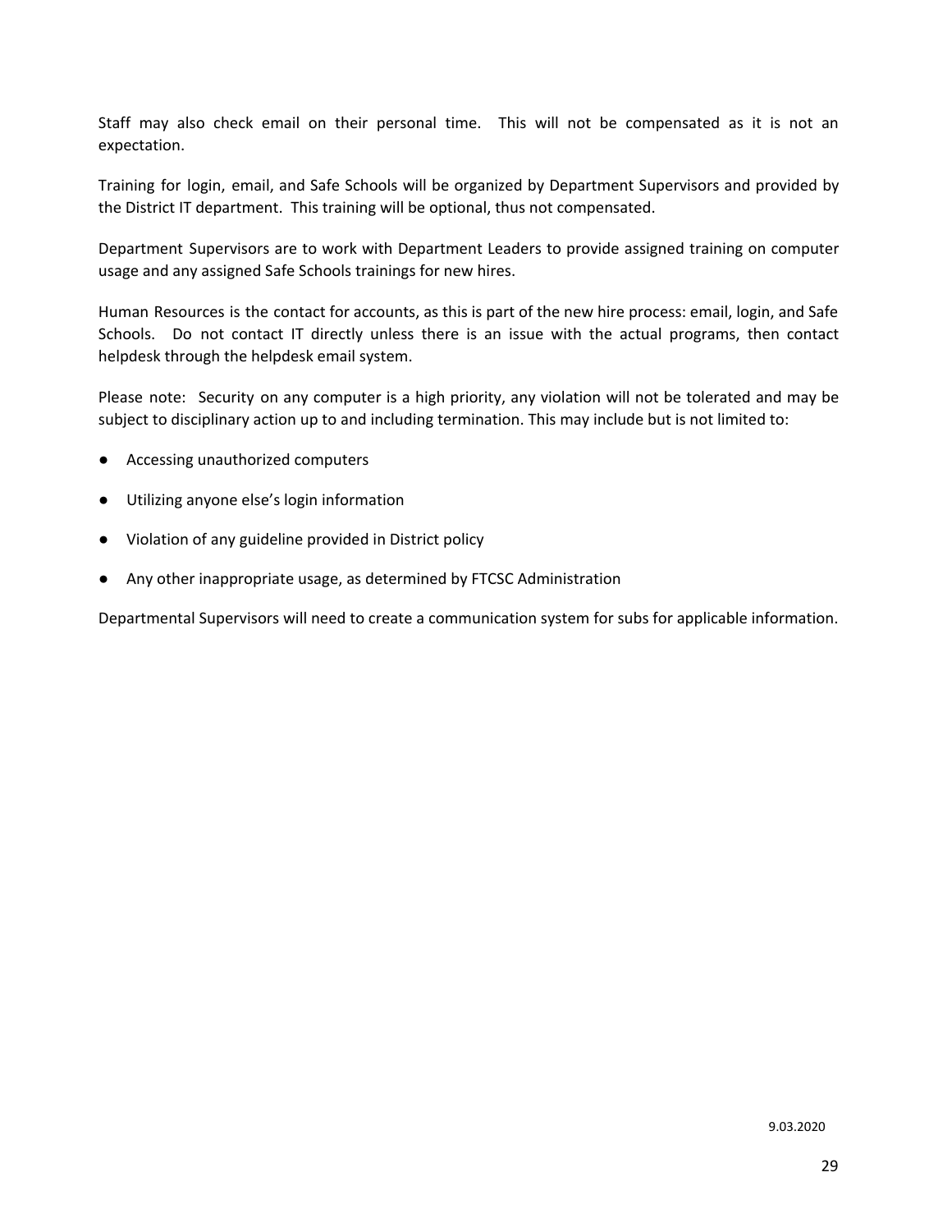Staff may also check email on their personal time. This will not be compensated as it is not an expectation.

Training for login, email, and Safe Schools will be organized by Department Supervisors and provided by the District IT department. This training will be optional, thus not compensated.

Department Supervisors are to work with Department Leaders to provide assigned training on computer usage and any assigned Safe Schools trainings for new hires.

Human Resources is the contact for accounts, as this is part of the new hire process: email, login, and Safe Schools. Do not contact IT directly unless there is an issue with the actual programs, then contact helpdesk through the helpdesk email system.

Please note: Security on any computer is a high priority, any violation will not be tolerated and may be subject to disciplinary action up to and including termination. This may include but is not limited to:

- Accessing unauthorized computers
- Utilizing anyone else's login information
- Violation of any guideline provided in District policy
- Any other inappropriate usage, as determined by FTCSC Administration

Departmental Supervisors will need to create a communication system for subs for applicable information.

9.03.2020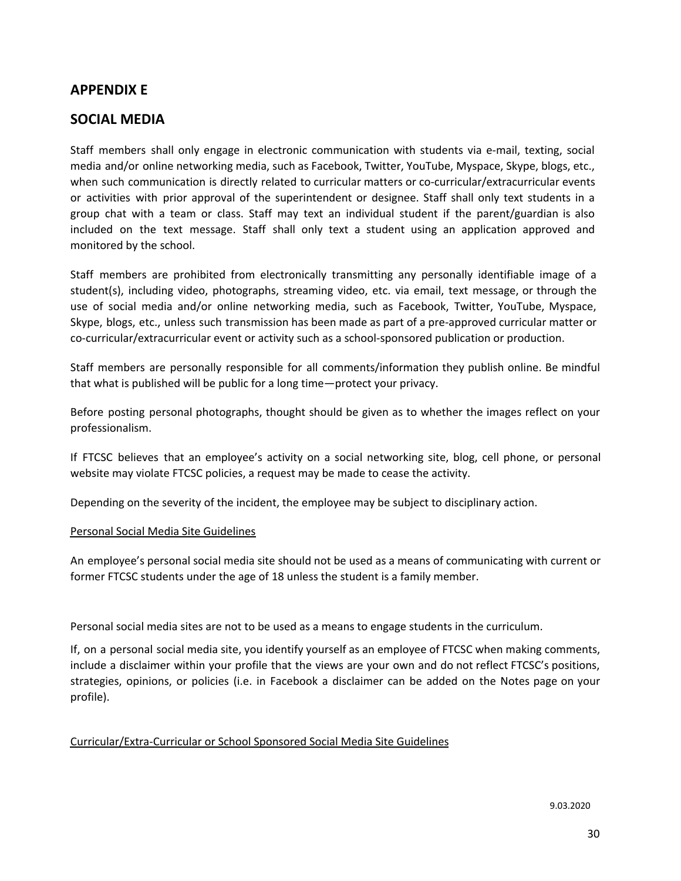## APPENDIX E

## SOCIAL MEDIA

Staff members shall only engage in electronic communication with students via e-mail, texting, social media and/or online networking media, such as Facebook, Twitter, YouTube, Myspace, Skype, blogs, etc., when such communication is directly related to curricular matters or co-curricular/extracurricular events or activities with prior approval of the superintendent or designee. Staff shall only text students in a group chat with a team or class. Staff may text an individual student if the parent/guardian is also included on the text message. Staff shall only text a student using an application approved and monitored by the school.

Staff members are prohibited from electronically transmitting any personally identifiable image of a student(s), including video, photographs, streaming video, etc. via email, text message, or through the use of social media and/or online networking media, such as Facebook, Twitter, YouTube, Myspace, Skype, blogs, etc., unless such transmission has been made as part of a pre-approved curricular matter or co-curricular/extracurricular event or activity such as a school-sponsored publication or production.

Staff members are personally responsible for all comments/information they publish online. Be mindful that what is published will be public for a long time—protect your privacy.

Before posting personal photographs, thought should be given as to whether the images reflect on your professionalism.

If FTCSC believes that an employee's activity on a social networking site, blog, cell phone, or personal website may violate FTCSC policies, a request may be made to cease the activity.

Depending on the severity of the incident, the employee may be subject to disciplinary action.

<u>Personal Social Media Site Guidelines</u>

An employee's personal social media site should not be used as a means of communicating with current or former FTCSC students under the age of 18 unless the student is a family member.

Personal social media sites are not to be used as a means to engage students in the curriculum.

If, on a personal social media site, you identify yourself as an employee of FTCSC when making comments, include a disclaimer within your profile that the views are your own and do not reflect FTCSC's positions, strategies, opinions, or policies (i.e. in Facebook a disclaimer can be added on the Notes page on your profile).

<u>Curricular/Extra-Curricular or School Sponsored Social Media Site Guidelines</u>

9.03.2020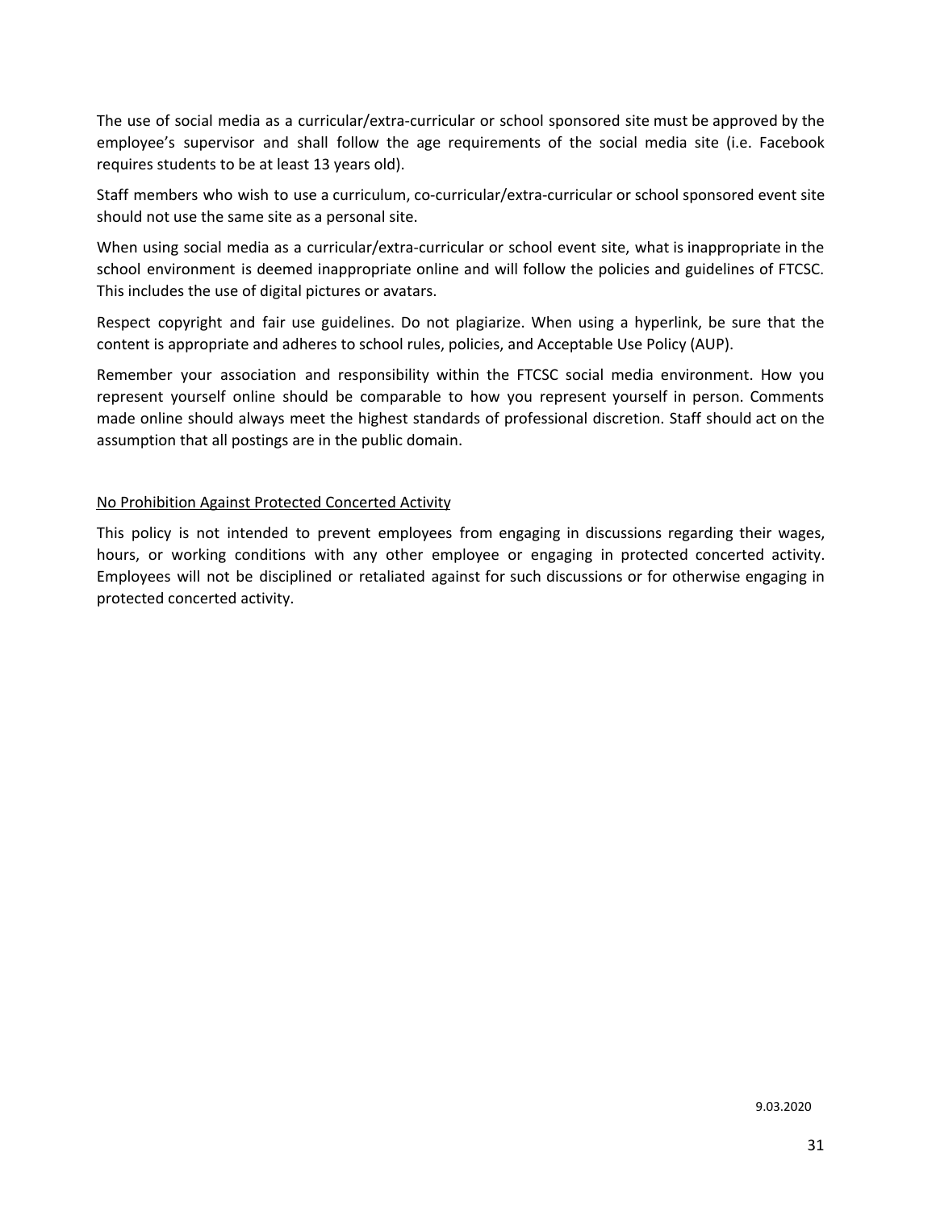The use of social media as a curricular/extra-curricular or school sponsored site must be approved by the employee's supervisor and shall follow the age requirements of the social media site (i.e. Facebook requires students to be at least 13 years old).

Staff members who wish to use a curriculum, co-curricular/extra-curricular or school sponsored event site should not use the same site as a personal site.

When using social media as a curricular/extra-curricular or school event site, what is inappropriate in the school environment is deemed inappropriate online and will follow the policies and guidelines of FTCSC. This includes the use of digital pictures or avatars.

Respect copyright and fair use guidelines. Do not plagiarize. When using a hyperlink, be sure that the content is appropriate and adheres to school rules, policies, and Acceptable Use Policy (AUP).

Remember your association and responsibility within the FTCSC social media environment. How you represent yourself online should be comparable to how you represent yourself in person. Comments made online should always meet the highest standards of professional discretion. Staff should act on the assumption that all postings are in the public domain.

<u>No Prohibition Against Protected Concerted Activity</u>

This policy is not intended to prevent employees from engaging in discussions regarding their wages, hours, or working conditions with any other employee or engaging in protected concerted activity. Employees will not be disciplined or retaliated against for such discussions or for otherwise engaging in protected concerted activity.

9.03.2020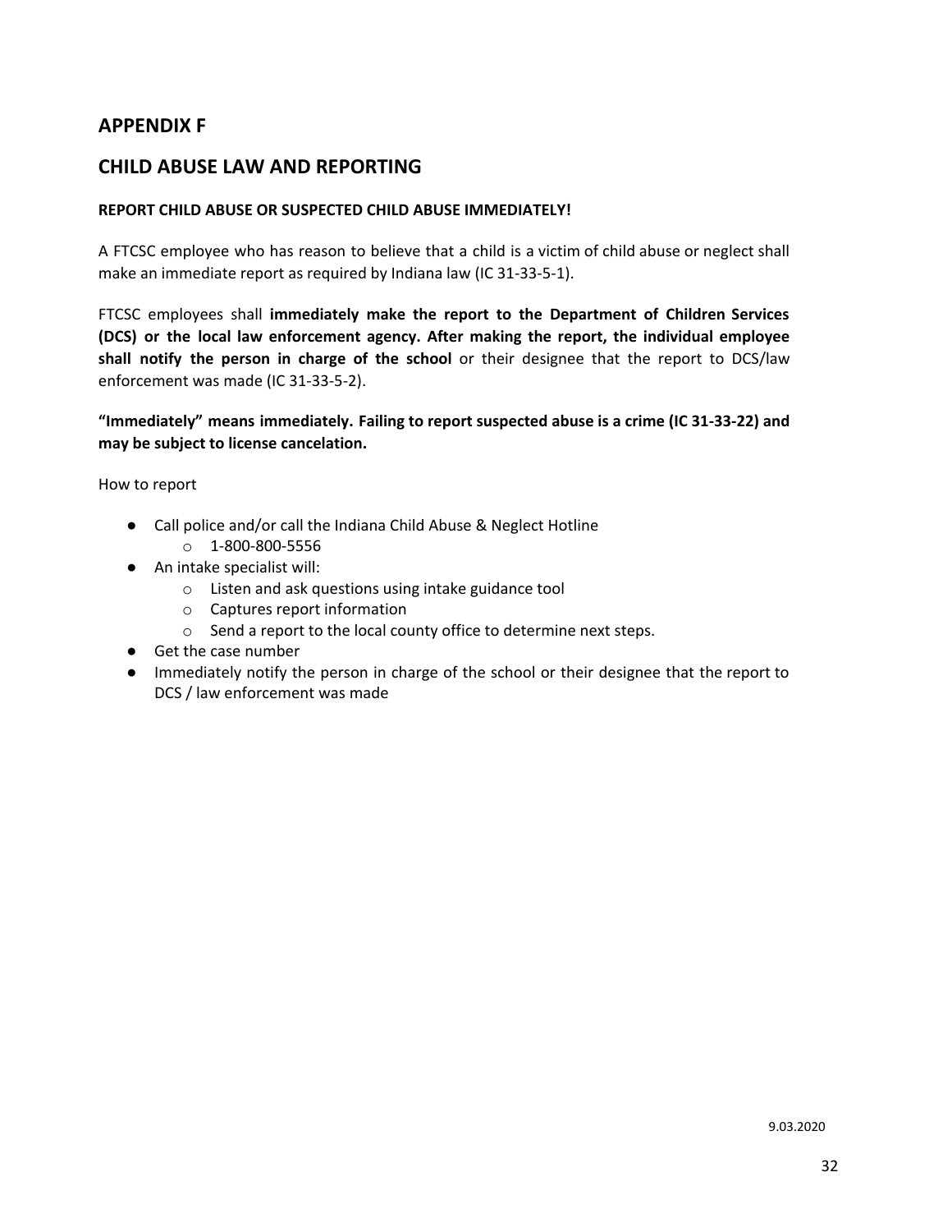## APPENDIX F

## CHILD ABUSE LAW AND REPORTING

**REPORT CHILD ABUSE OR SUSPECTED CHILD ABUSE IMMEDIATELY!**

A FTCSC employee who has reason to believe that a child is a victim of child abuse or neglect shall make an immediate report as required by Indiana law (IC 31-33-5-1).

FTCSC employees shall **immediately make the report to the Department of Children Services (DCS) or the local law enforcement agency. After making the report, the individual employee shall notify the person in charge of the school** or their designee that the report to DCS/law enforcement was made (IC 31-33-5-2).

**"Immediately" means immediately. Failing to report suspected abuse is a crime (IC 31-33-22) and may be subject to license cancelation.**

How to report

- Call police and/or call the Indiana Child Abuse & Neglect Hotline
  - 1-800-800-5556
- An intake specialist will:
  - Listen and ask questions using intake guidance tool
  - Captures report information
  - Send a report to the local county office to determine next steps.
- Get the case number
- Immediately notify the person in charge of the school or their designee that the report to DCS / law enforcement was made

9.03.2020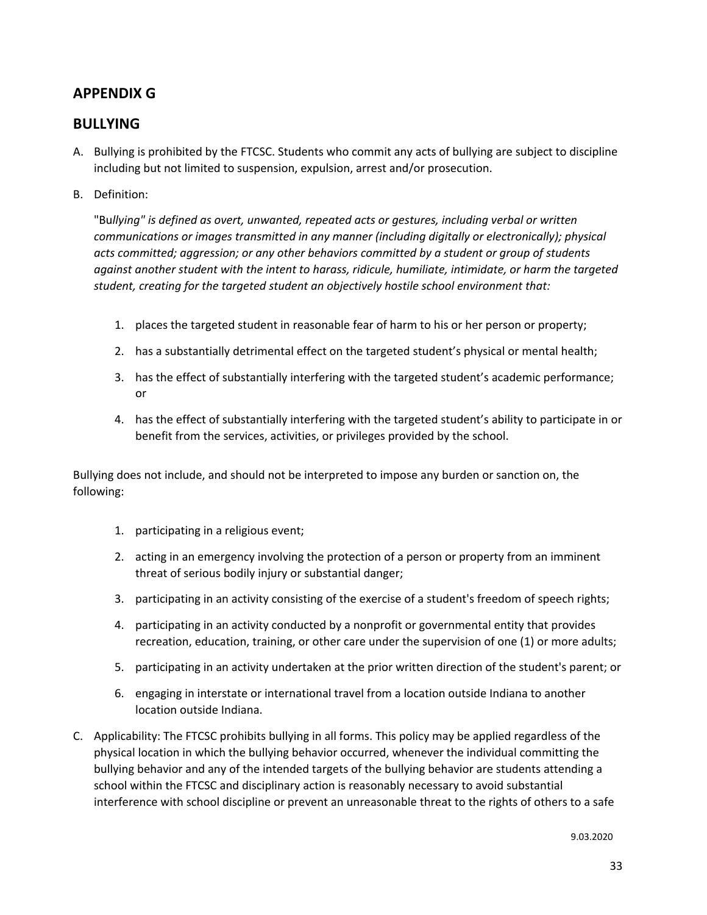## APPENDIX G

## BULLYING

A. Bullying is prohibited by the FTCSC. Students who commit any acts of bullying are subject to discipline including but not limited to suspension, expulsion, arrest and/or prosecution.

B. Definition:

   "Bu*llying" is defined as overt, unwanted, repeated acts or gestures, including verbal or written communications or images transmitted in any manner (including digitally or electronically); physical acts committed; aggression; or any other behaviors committed by a student or group of students against another student with the intent to harass, ridicule, humiliate, intimidate, or harm the targeted student, creating for the targeted student an objectively hostile school environment that:*

   1. places the targeted student in reasonable fear of harm to his or her person or property;
   2. has a substantially detrimental effect on the targeted student's physical or mental health;
   3. has the effect of substantially interfering with the targeted student's academic performance; or
   4. has the effect of substantially interfering with the targeted student's ability to participate in or benefit from the services, activities, or privileges provided by the school.

Bullying does not include, and should not be interpreted to impose any burden or sanction on, the following:

1. participating in a religious event;
2. acting in an emergency involving the protection of a person or property from an imminent threat of serious bodily injury or substantial danger;
3. participating in an activity consisting of the exercise of a student's freedom of speech rights;
4. participating in an activity conducted by a nonprofit or governmental entity that provides recreation, education, training, or other care under the supervision of one (1) or more adults;
5. participating in an activity undertaken at the prior written direction of the student's parent; or
6. engaging in interstate or international travel from a location outside Indiana to another location outside Indiana.

C. Applicability: The FTCSC prohibits bullying in all forms. This policy may be applied regardless of the physical location in which the bullying behavior occurred, whenever the individual committing the bullying behavior and any of the intended targets of the bullying behavior are students attending a school within the FTCSC and disciplinary action is reasonably necessary to avoid substantial interference with school discipline or prevent an unreasonable threat to the rights of others to a safe

9.03.2020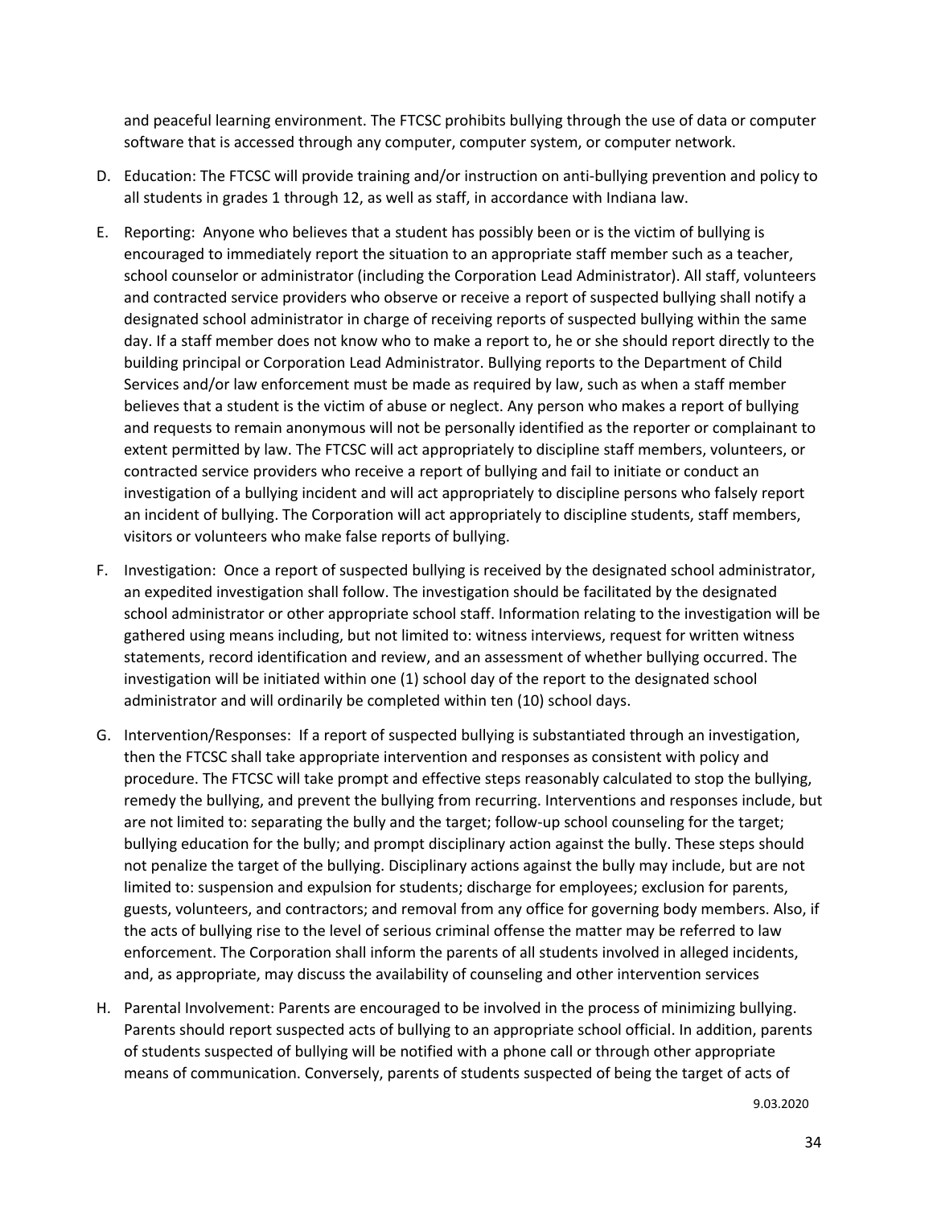and peaceful learning environment. The FTCSC prohibits bullying through the use of data or computer software that is accessed through any computer, computer system, or computer network.

D. Education: The FTCSC will provide training and/or instruction on anti-bullying prevention and policy to all students in grades 1 through 12, as well as staff, in accordance with Indiana law.

E. Reporting: Anyone who believes that a student has possibly been or is the victim of bullying is encouraged to immediately report the situation to an appropriate staff member such as a teacher, school counselor or administrator (including the Corporation Lead Administrator). All staff, volunteers and contracted service providers who observe or receive a report of suspected bullying shall notify a designated school administrator in charge of receiving reports of suspected bullying within the same day. If a staff member does not know who to make a report to, he or she should report directly to the building principal or Corporation Lead Administrator. Bullying reports to the Department of Child Services and/or law enforcement must be made as required by law, such as when a staff member believes that a student is the victim of abuse or neglect. Any person who makes a report of bullying and requests to remain anonymous will not be personally identified as the reporter or complainant to extent permitted by law. The FTCSC will act appropriately to discipline staff members, volunteers, or contracted service providers who receive a report of bullying and fail to initiate or conduct an investigation of a bullying incident and will act appropriately to discipline persons who falsely report an incident of bullying. The Corporation will act appropriately to discipline students, staff members, visitors or volunteers who make false reports of bullying.

F. Investigation: Once a report of suspected bullying is received by the designated school administrator, an expedited investigation shall follow. The investigation should be facilitated by the designated school administrator or other appropriate school staff. Information relating to the investigation will be gathered using means including, but not limited to: witness interviews, request for written witness statements, record identification and review, and an assessment of whether bullying occurred. The investigation will be initiated within one (1) school day of the report to the designated school administrator and will ordinarily be completed within ten (10) school days.

G. Intervention/Responses: If a report of suspected bullying is substantiated through an investigation, then the FTCSC shall take appropriate intervention and responses as consistent with policy and procedure. The FTCSC will take prompt and effective steps reasonably calculated to stop the bullying, remedy the bullying, and prevent the bullying from recurring. Interventions and responses include, but are not limited to: separating the bully and the target; follow-up school counseling for the target; bullying education for the bully; and prompt disciplinary action against the bully. These steps should not penalize the target of the bullying. Disciplinary actions against the bully may include, but are not limited to: suspension and expulsion for students; discharge for employees; exclusion for parents, guests, volunteers, and contractors; and removal from any office for governing body members. Also, if the acts of bullying rise to the level of serious criminal offense the matter may be referred to law enforcement. The Corporation shall inform the parents of all students involved in alleged incidents, and, as appropriate, may discuss the availability of counseling and other intervention services

H. Parental Involvement: Parents are encouraged to be involved in the process of minimizing bullying. Parents should report suspected acts of bullying to an appropriate school official. In addition, parents of students suspected of bullying will be notified with a phone call or through other appropriate means of communication. Conversely, parents of students suspected of being the target of acts of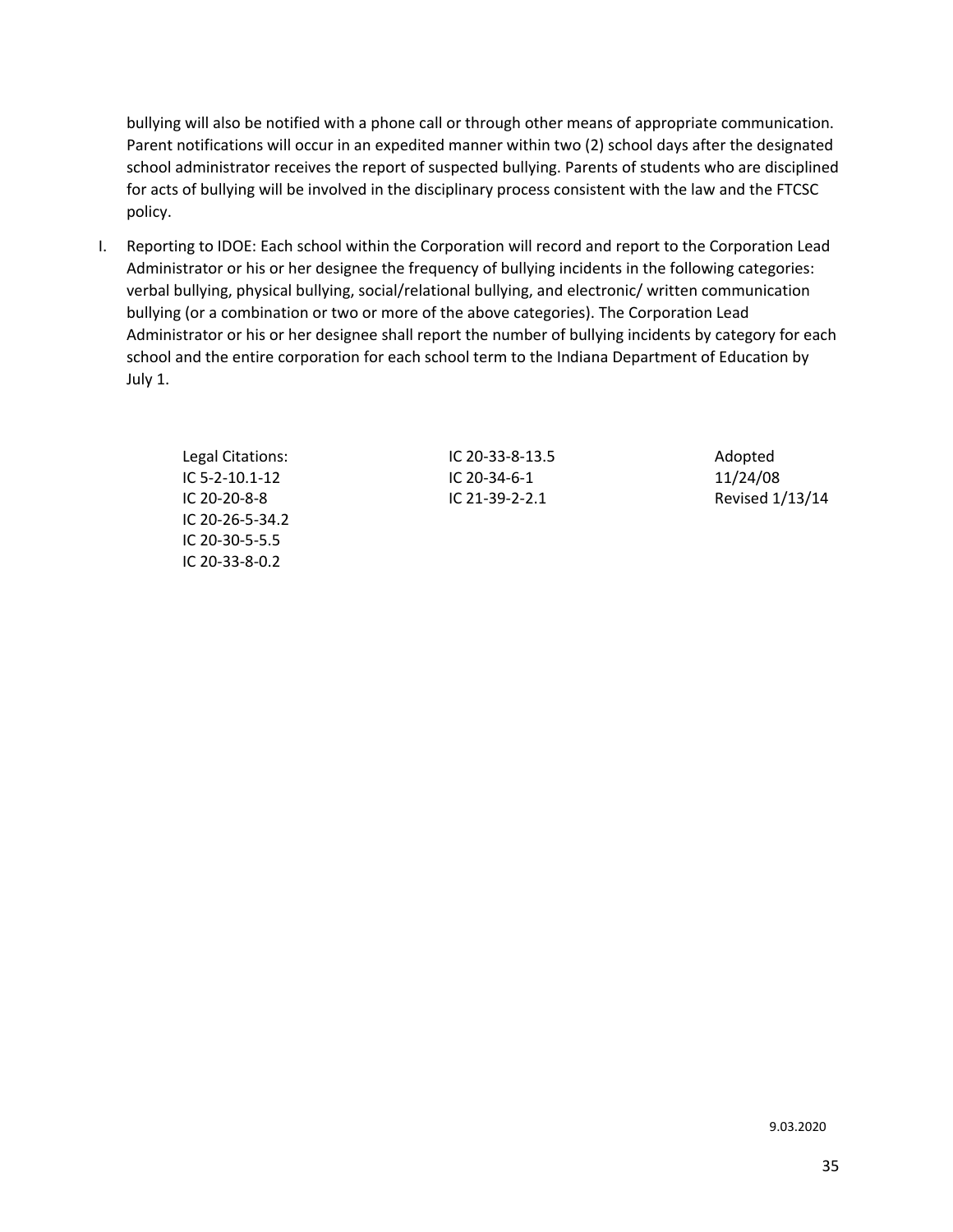bullying will also be notified with a phone call or through other means of appropriate communication. Parent notifications will occur in an expedited manner within two (2) school days after the designated school administrator receives the report of suspected bullying. Parents of students who are disciplined for acts of bullying will be involved in the disciplinary process consistent with the law and the FTCSC policy.

I. Reporting to IDOE: Each school within the Corporation will record and report to the Corporation Lead Administrator or his or her designee the frequency of bullying incidents in the following categories: verbal bullying, physical bullying, social/relational bullying, and electronic/ written communication bullying (or a combination or two or more of the above categories). The Corporation Lead Administrator or his or her designee shall report the number of bullying incidents by category for each school and the entire corporation for each school term to the Indiana Department of Education by July 1.

| Legal Citations: | IC 20-33-8-13.5 | Adopted |
| --- | --- | --- |
| IC 5-2-10.1-12 | IC 20-34-6-1 | 11/24/08 |
| IC 20-20-8-8 | IC 21-39-2-2.1 | Revised 1/13/14 |
| IC 20-26-5-34.2 | | |
| IC 20-30-5-5.5 | | |
| IC 20-33-8-0.2 | | |

9.03.2020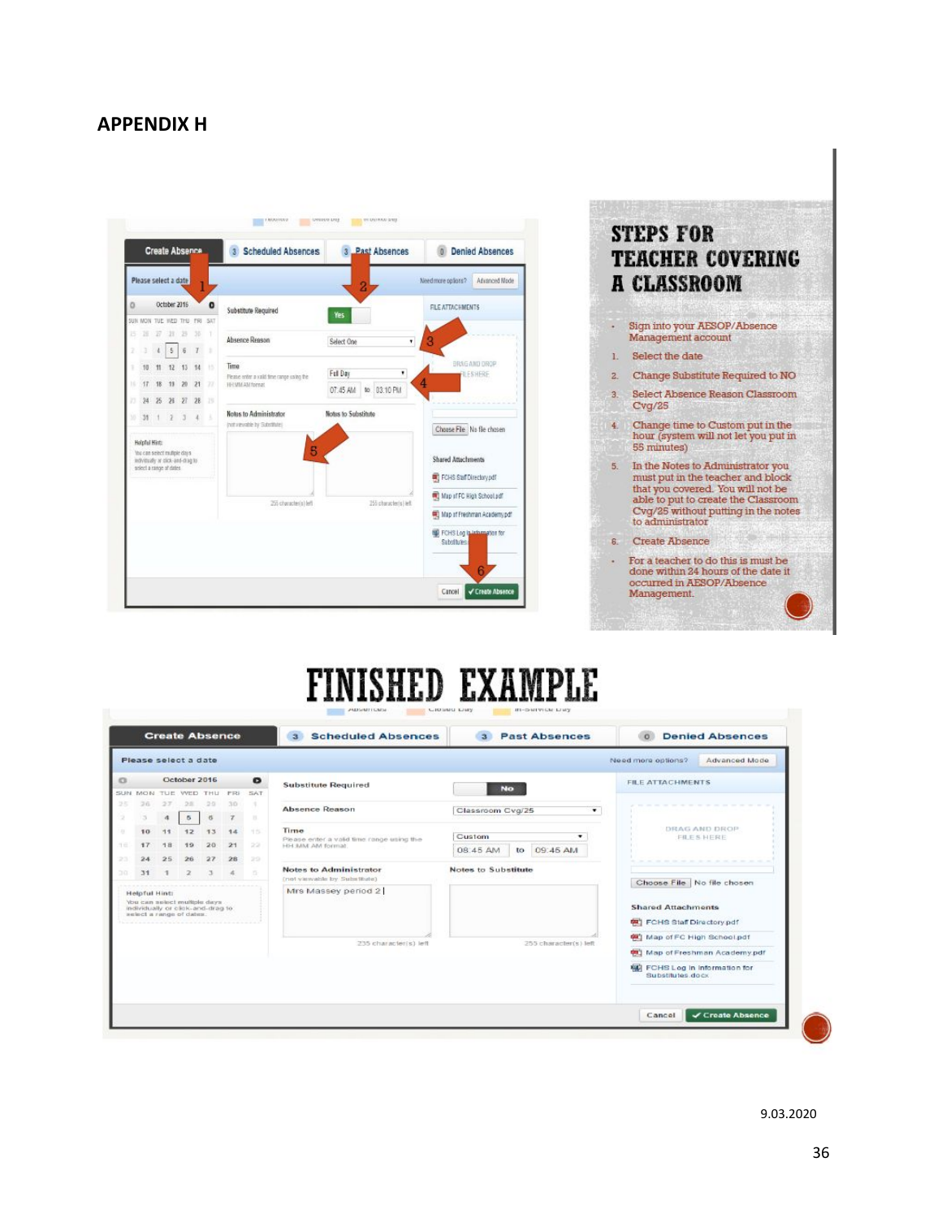## APPENDIX H

# STEPS FOR TEACHER COVERING A CLASSROOM

- Sign into your AESOP/Absence Management account

1. Select the date
2. Change Substitute Required to NO
3. Select Absence Reason Classroom Cvg/25
4. Change time to Custom put in the hour (system will not let you put in 55 minutes)
5. In the Notes to Administrator you must put in the teacher and block that you covered. You will not be able to put to create the Classroom Cvg/25 without putting in the notes to administrator
6. Create Absence

- For a teacher to do this is must be done within 24 hours of the date it occurred in AESOP/Absence Management.

# FINISHED EXAMPLE

9.03.2020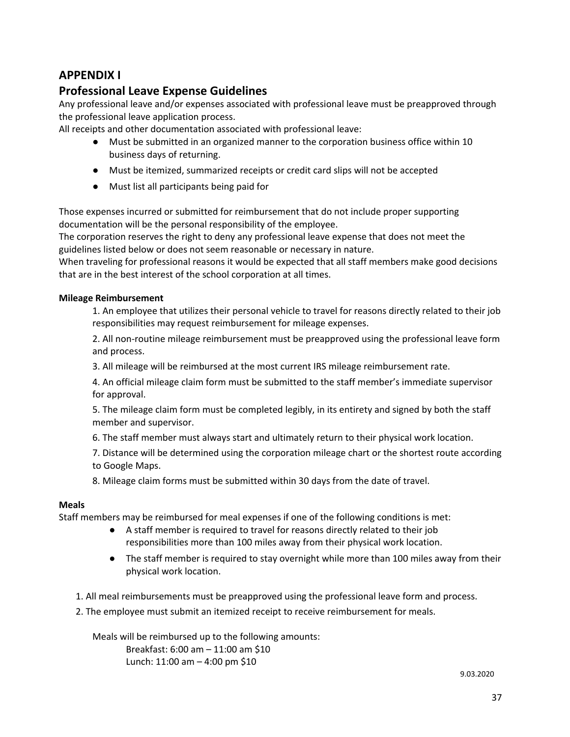## APPENDIX I

## Professional Leave Expense Guidelines

Any professional leave and/or expenses associated with professional leave must be preapproved through the professional leave application process.

All receipts and other documentation associated with professional leave:

- Must be submitted in an organized manner to the corporation business office within 10 business days of returning.
- Must be itemized, summarized receipts or credit card slips will not be accepted
- Must list all participants being paid for

Those expenses incurred or submitted for reimbursement that do not include proper supporting documentation will be the personal responsibility of the employee.

The corporation reserves the right to deny any professional leave expense that does not meet the guidelines listed below or does not seem reasonable or necessary in nature.

When traveling for professional reasons it would be expected that all staff members make good decisions that are in the best interest of the school corporation at all times.

**Mileage Reimbursement**

1. An employee that utilizes their personal vehicle to travel for reasons directly related to their job responsibilities may request reimbursement for mileage expenses.
2. All non-routine mileage reimbursement must be preapproved using the professional leave form and process.
3. All mileage will be reimbursed at the most current IRS mileage reimbursement rate.
4. An official mileage claim form must be submitted to the staff member's immediate supervisor for approval.
5. The mileage claim form must be completed legibly, in its entirety and signed by both the staff member and supervisor.
6. The staff member must always start and ultimately return to their physical work location.
7. Distance will be determined using the corporation mileage chart or the shortest route according to Google Maps.
8. Mileage claim forms must be submitted within 30 days from the date of travel.

**Meals**

Staff members may be reimbursed for meal expenses if one of the following conditions is met:

- A staff member is required to travel for reasons directly related to their job responsibilities more than 100 miles away from their physical work location.
- The staff member is required to stay overnight while more than 100 miles away from their physical work location.

1. All meal reimbursements must be preapproved using the professional leave form and process.
2. The employee must submit an itemized receipt to receive reimbursement for meals.

Meals will be reimbursed up to the following amounts:

Breakfast: 6:00 am – 11:00 am $10
Lunch: 11:00 am – 4:00 pm $10

9.03.2020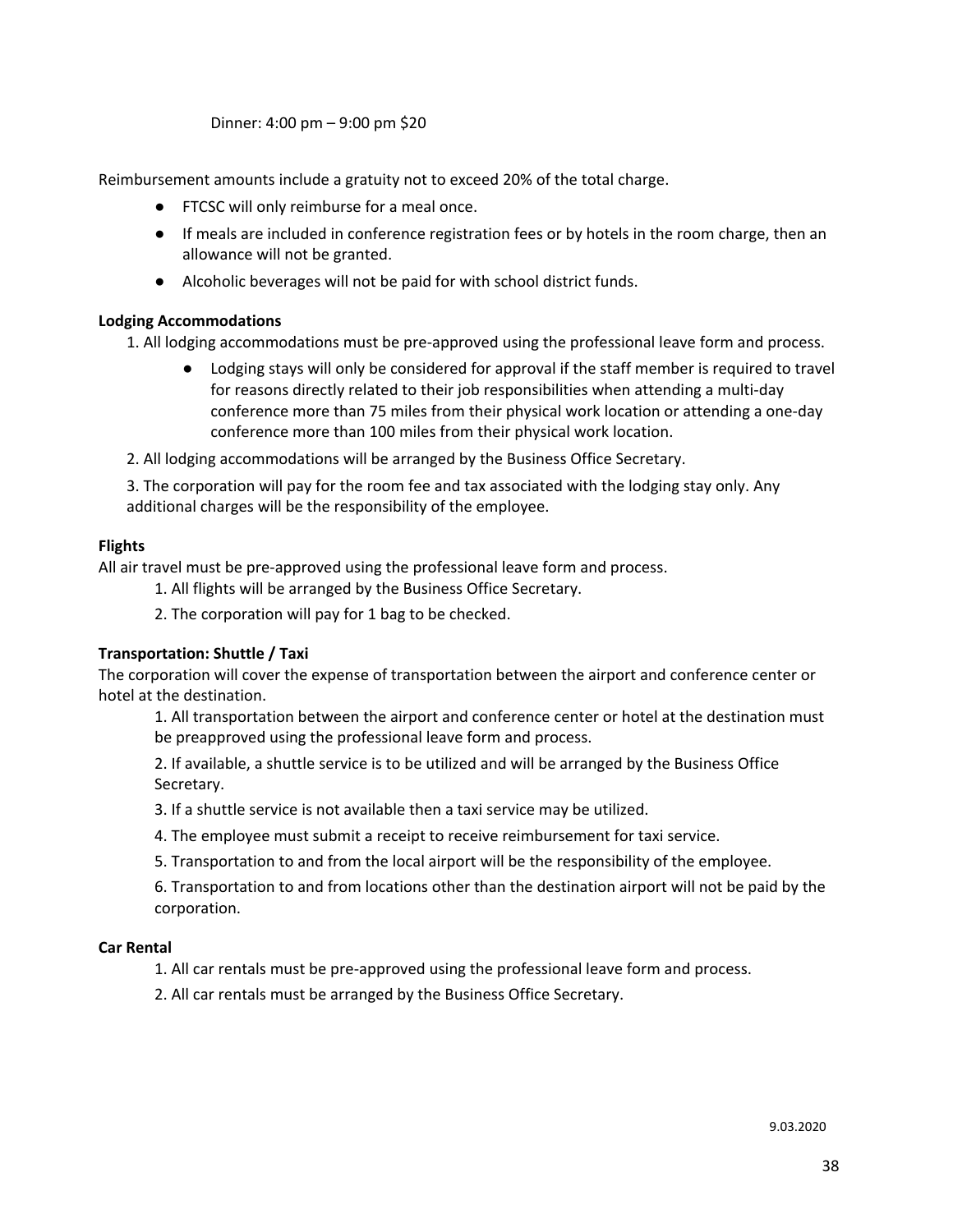Dinner: 4:00 pm – 9:00 pm $20

Reimbursement amounts include a gratuity not to exceed 20% of the total charge.

- FTCSC will only reimburse for a meal once.
- If meals are included in conference registration fees or by hotels in the room charge, then an allowance will not be granted.
- Alcoholic beverages will not be paid for with school district funds.

**Lodging Accommodations**

1. All lodging accommodations must be pre-approved using the professional leave form and process.
    - Lodging stays will only be considered for approval if the staff member is required to travel for reasons directly related to their job responsibilities when attending a multi-day conference more than 75 miles from their physical work location or attending a one-day conference more than 100 miles from their physical work location.
2. All lodging accommodations will be arranged by the Business Office Secretary.
3. The corporation will pay for the room fee and tax associated with the lodging stay only. Any additional charges will be the responsibility of the employee.

**Flights**

All air travel must be pre-approved using the professional leave form and process.

1. All flights will be arranged by the Business Office Secretary.
2. The corporation will pay for 1 bag to be checked.

**Transportation: Shuttle / Taxi**

The corporation will cover the expense of transportation between the airport and conference center or hotel at the destination.

1. All transportation between the airport and conference center or hotel at the destination must be preapproved using the professional leave form and process.
2. If available, a shuttle service is to be utilized and will be arranged by the Business Office Secretary.
3. If a shuttle service is not available then a taxi service may be utilized.
4. The employee must submit a receipt to receive reimbursement for taxi service.
5. Transportation to and from the local airport will be the responsibility of the employee.
6. Transportation to and from locations other than the destination airport will not be paid by the corporation.

**Car Rental**

1. All car rentals must be pre-approved using the professional leave form and process.
2. All car rentals must be arranged by the Business Office Secretary.

9.03.2020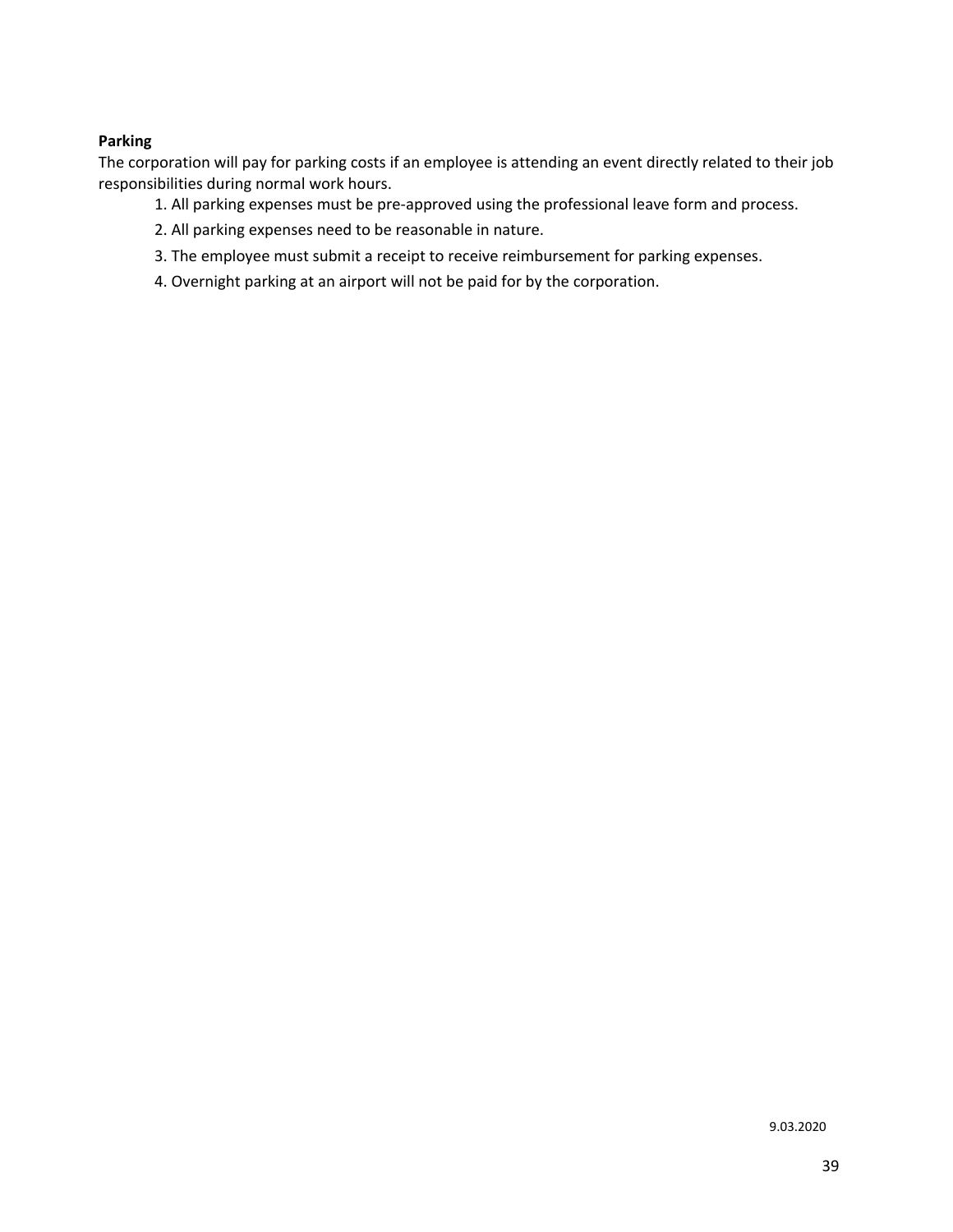**Parking**

The corporation will pay for parking costs if an employee is attending an event directly related to their job responsibilities during normal work hours.

1. All parking expenses must be pre-approved using the professional leave form and process.
2. All parking expenses need to be reasonable in nature.
3. The employee must submit a receipt to receive reimbursement for parking expenses.
4. Overnight parking at an airport will not be paid for by the corporation.